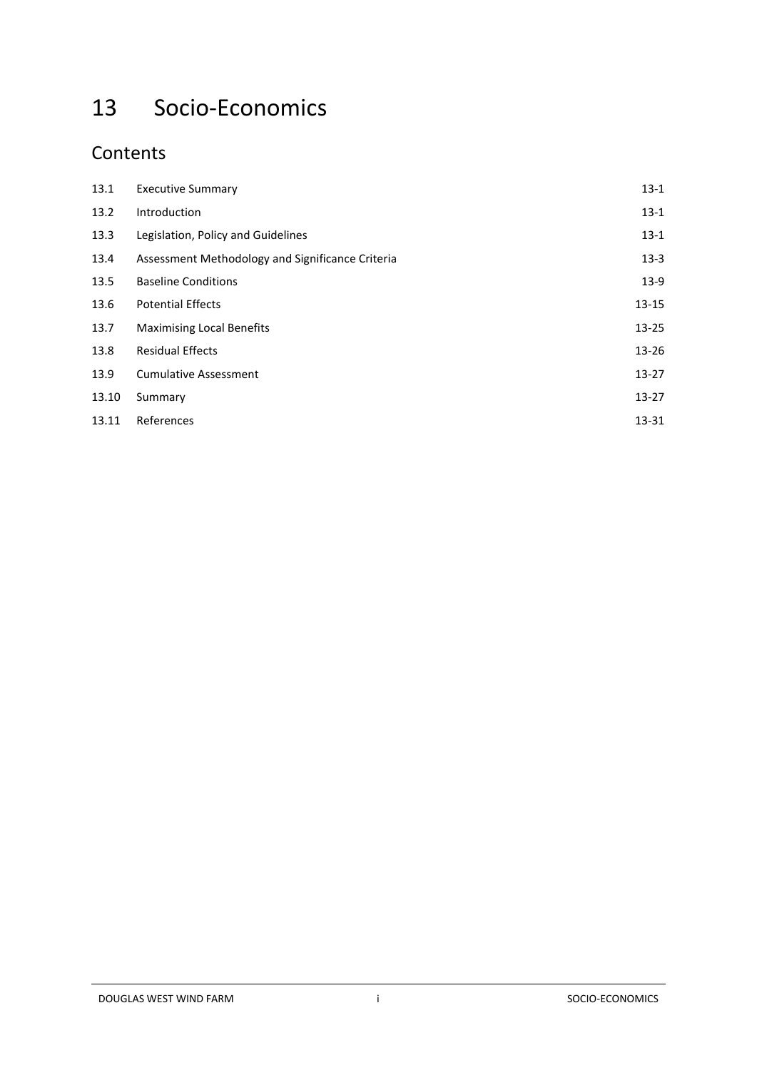# 13 Socio-Economics

## Contents

| | | |
|---|---|---|
| 13.1 | Executive Summary | 13-1 |
| 13.2 | Introduction | 13-1 |
| 13.3 | Legislation, Policy and Guidelines | 13-1 |
| 13.4 | Assessment Methodology and Significance Criteria | 13-3 |
| 13.5 | Baseline Conditions | 13-9 |
| 13.6 | Potential Effects | 13-15 |
| 13.7 | Maximising Local Benefits | 13-25 |
| 13.8 | Residual Effects | 13-26 |
| 13.9 | Cumulative Assessment | 13-27 |
| 13.10 | Summary | 13-27 |
| 13.11 | References | 13-31 |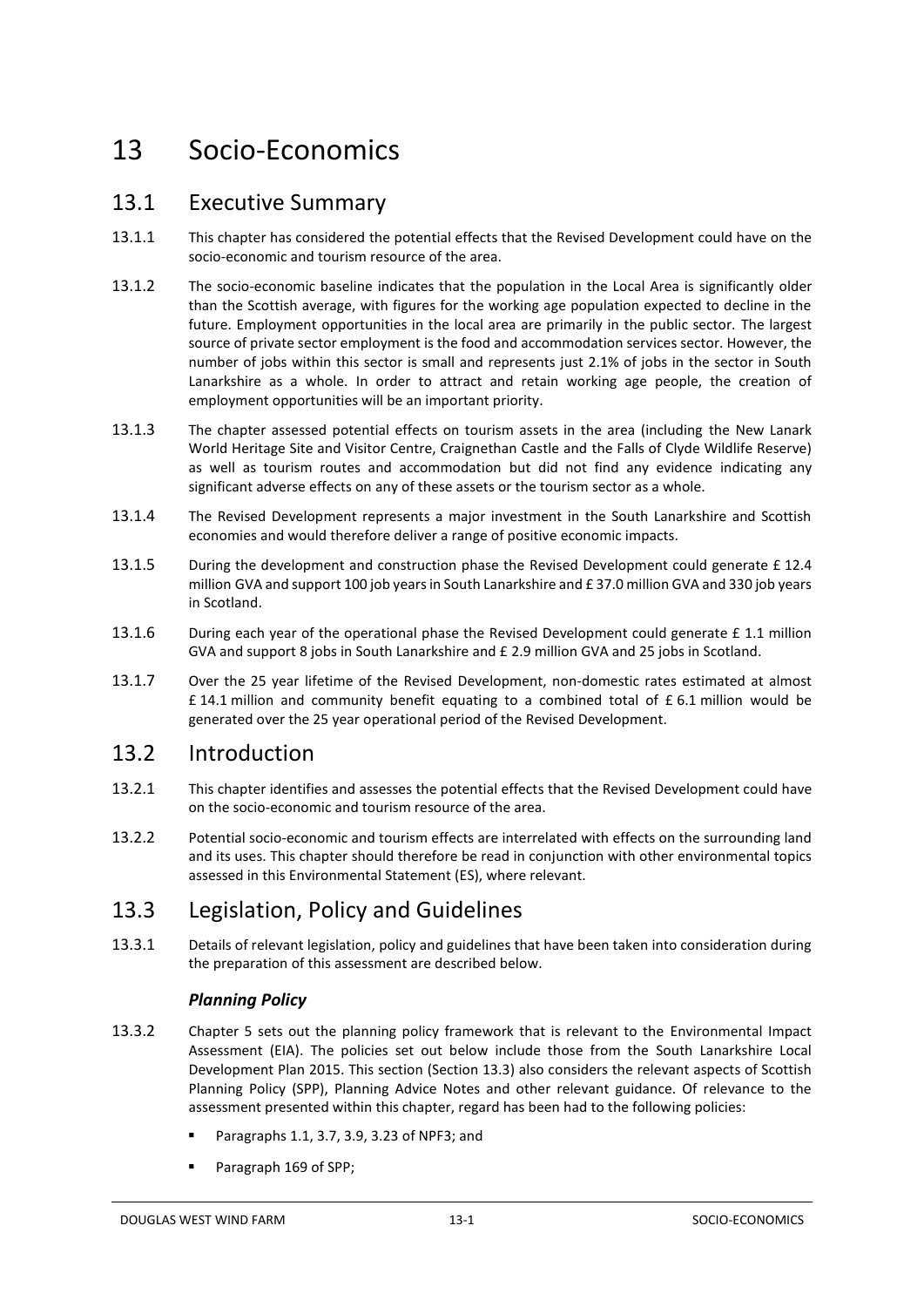# 13 Socio-Economics

## 13.1 Executive Summary

13.1.1 This chapter has considered the potential effects that the Revised Development could have on the socio-economic and tourism resource of the area.

13.1.2 The socio-economic baseline indicates that the population in the Local Area is significantly older than the Scottish average, with figures for the working age population expected to decline in the future. Employment opportunities in the local area are primarily in the public sector. The largest source of private sector employment is the food and accommodation services sector. However, the number of jobs within this sector is small and represents just 2.1% of jobs in the sector in South Lanarkshire as a whole. In order to attract and retain working age people, the creation of employment opportunities will be an important priority.

13.1.3 The chapter assessed potential effects on tourism assets in the area (including the New Lanark World Heritage Site and Visitor Centre, Craignethan Castle and the Falls of Clyde Wildlife Reserve) as well as tourism routes and accommodation but did not find any evidence indicating any significant adverse effects on any of these assets or the tourism sector as a whole.

13.1.4 The Revised Development represents a major investment in the South Lanarkshire and Scottish economies and would therefore deliver a range of positive economic impacts.

13.1.5 During the development and construction phase the Revised Development could generate £ 12.4 million GVA and support 100 job years in South Lanarkshire and £ 37.0 million GVA and 330 job years in Scotland.

13.1.6 During each year of the operational phase the Revised Development could generate £ 1.1 million GVA and support 8 jobs in South Lanarkshire and £ 2.9 million GVA and 25 jobs in Scotland.

13.1.7 Over the 25 year lifetime of the Revised Development, non-domestic rates estimated at almost £ 14.1 million and community benefit equating to a combined total of £ 6.1 million would be generated over the 25 year operational period of the Revised Development.

## 13.2 Introduction

13.2.1 This chapter identifies and assesses the potential effects that the Revised Development could have on the socio-economic and tourism resource of the area.

13.2.2 Potential socio-economic and tourism effects are interrelated with effects on the surrounding land and its uses. This chapter should therefore be read in conjunction with other environmental topics assessed in this Environmental Statement (ES), where relevant.

## 13.3 Legislation, Policy and Guidelines

13.3.1 Details of relevant legislation, policy and guidelines that have been taken into consideration during the preparation of this assessment are described below.

### *Planning Policy*

13.3.2 Chapter 5 sets out the planning policy framework that is relevant to the Environmental Impact Assessment (EIA). The policies set out below include those from the South Lanarkshire Local Development Plan 2015. This section (Section 13.3) also considers the relevant aspects of Scottish Planning Policy (SPP), Planning Advice Notes and other relevant guidance. Of relevance to the assessment presented within this chapter, regard has been had to the following policies:

- Paragraphs 1.1, 3.7, 3.9, 3.23 of NPF3; and
- Paragraph 169 of SPP;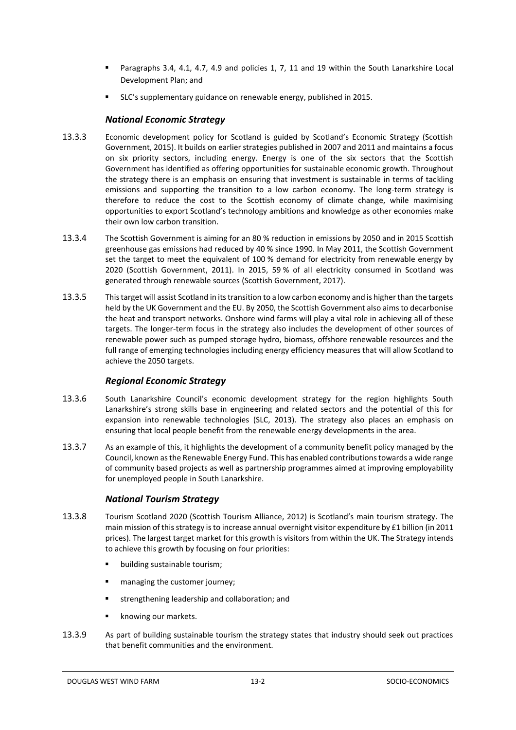- Paragraphs 3.4, 4.1, 4.7, 4.9 and policies 1, 7, 11 and 19 within the South Lanarkshire Local Development Plan; and
- SLC's supplementary guidance on renewable energy, published in 2015.

### *National Economic Strategy*

13.3.3 Economic development policy for Scotland is guided by Scotland's Economic Strategy (Scottish Government, 2015). It builds on earlier strategies published in 2007 and 2011 and maintains a focus on six priority sectors, including energy. Energy is one of the six sectors that the Scottish Government has identified as offering opportunities for sustainable economic growth. Throughout the strategy there is an emphasis on ensuring that investment is sustainable in terms of tackling emissions and supporting the transition to a low carbon economy. The long-term strategy is therefore to reduce the cost to the Scottish economy of climate change, while maximising opportunities to export Scotland's technology ambitions and knowledge as other economies make their own low carbon transition.

13.3.4 The Scottish Government is aiming for an 80 % reduction in emissions by 2050 and in 2015 Scottish greenhouse gas emissions had reduced by 40 % since 1990. In May 2011, the Scottish Government set the target to meet the equivalent of 100 % demand for electricity from renewable energy by 2020 (Scottish Government, 2011). In 2015, 59 % of all electricity consumed in Scotland was generated through renewable sources (Scottish Government, 2017).

13.3.5 This target will assist Scotland in its transition to a low carbon economy and is higher than the targets held by the UK Government and the EU. By 2050, the Scottish Government also aims to decarbonise the heat and transport networks. Onshore wind farms will play a vital role in achieving all of these targets. The longer-term focus in the strategy also includes the development of other sources of renewable power such as pumped storage hydro, biomass, offshore renewable resources and the full range of emerging technologies including energy efficiency measures that will allow Scotland to achieve the 2050 targets.

### *Regional Economic Strategy*

13.3.6 South Lanarkshire Council's economic development strategy for the region highlights South Lanarkshire's strong skills base in engineering and related sectors and the potential of this for expansion into renewable technologies (SLC, 2013). The strategy also places an emphasis on ensuring that local people benefit from the renewable energy developments in the area.

13.3.7 As an example of this, it highlights the development of a community benefit policy managed by the Council, known as the Renewable Energy Fund. This has enabled contributions towards a wide range of community based projects as well as partnership programmes aimed at improving employability for unemployed people in South Lanarkshire.

### *National Tourism Strategy*

13.3.8 Tourism Scotland 2020 (Scottish Tourism Alliance, 2012) is Scotland's main tourism strategy. The main mission of this strategy is to increase annual overnight visitor expenditure by £1 billion (in 2011 prices). The largest target market for this growth is visitors from within the UK. The Strategy intends to achieve this growth by focusing on four priorities:

- building sustainable tourism;
- managing the customer journey;
- strengthening leadership and collaboration; and
- knowing our markets.

13.3.9 As part of building sustainable tourism the strategy states that industry should seek out practices that benefit communities and the environment.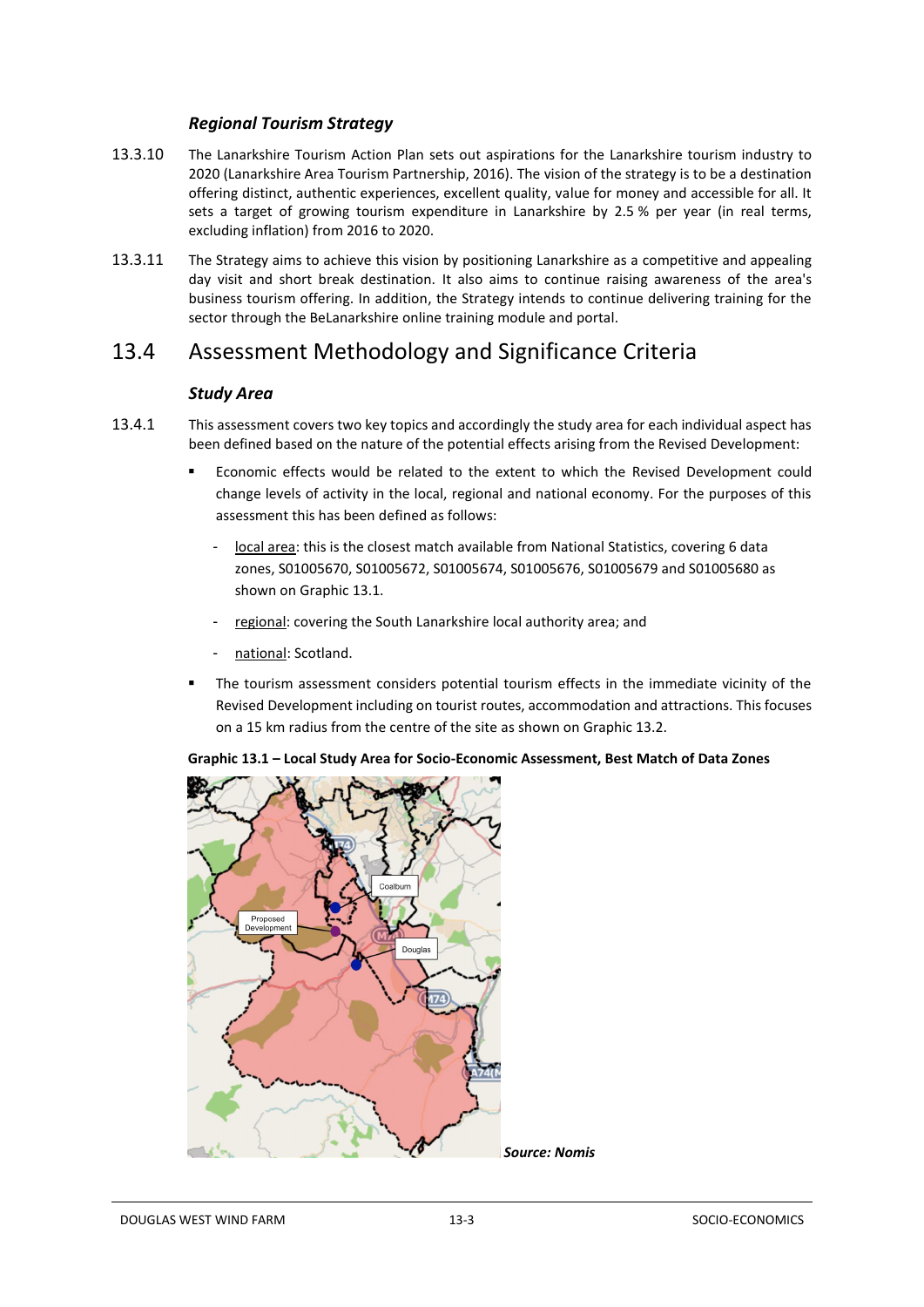### *Regional Tourism Strategy*

13.3.10 The Lanarkshire Tourism Action Plan sets out aspirations for the Lanarkshire tourism industry to 2020 (Lanarkshire Area Tourism Partnership, 2016). The vision of the strategy is to be a destination offering distinct, authentic experiences, excellent quality, value for money and accessible for all. It sets a target of growing tourism expenditure in Lanarkshire by 2.5 % per year (in real terms, excluding inflation) from 2016 to 2020.

13.3.11 The Strategy aims to achieve this vision by positioning Lanarkshire as a competitive and appealing day visit and short break destination. It also aims to continue raising awareness of the area's business tourism offering. In addition, the Strategy intends to continue delivering training for the sector through the BeLanarkshire online training module and portal.

## 13.4 Assessment Methodology and Significance Criteria

### *Study Area*

13.4.1 This assessment covers two key topics and accordingly the study area for each individual aspect has been defined based on the nature of the potential effects arising from the Revised Development:

- Economic effects would be related to the extent to which the Revised Development could change levels of activity in the local, regional and national economy. For the purposes of this assessment this has been defined as follows:
  - local area: this is the closest match available from National Statistics, covering 6 data zones, S01005670, S01005672, S01005674, S01005676, S01005679 and S01005680 as shown on Graphic 13.1.
  - regional: covering the South Lanarkshire local authority area; and
  - national: Scotland.
- The tourism assessment considers potential tourism effects in the immediate vicinity of the Revised Development including on tourist routes, accommodation and attractions. This focuses on a 15 km radius from the centre of the site as shown on Graphic 13.2.

**Graphic 13.1 – Local Study Area for Socio-Economic Assessment, Best Match of Data Zones**

***Source: Nomis***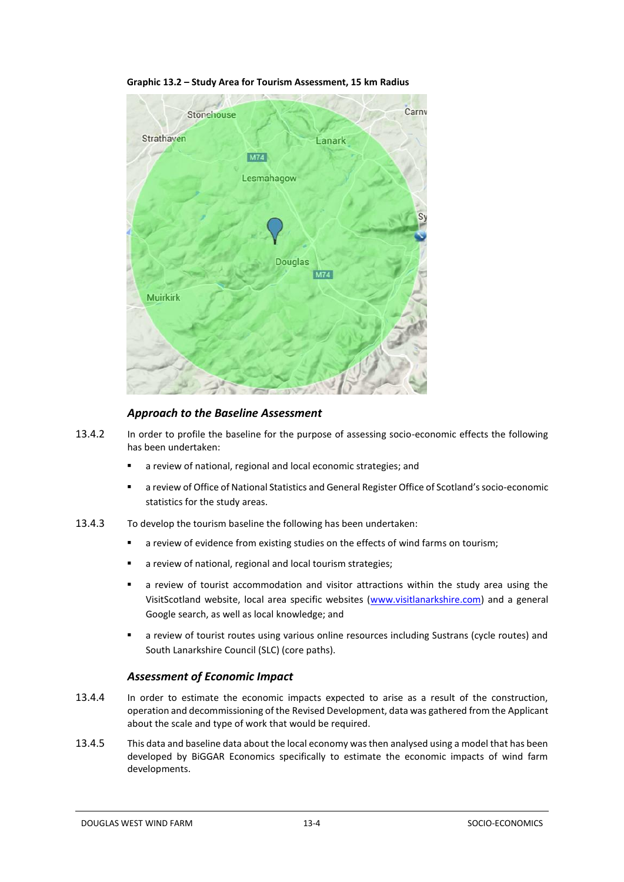**Graphic 13.2 – Study Area for Tourism Assessment, 15 km Radius**

### *Approach to the Baseline Assessment*

13.4.2 In order to profile the baseline for the purpose of assessing socio-economic effects the following has been undertaken:

- a review of national, regional and local economic strategies; and
- a review of Office of National Statistics and General Register Office of Scotland's socio-economic statistics for the study areas.

13.4.3 To develop the tourism baseline the following has been undertaken:

- a review of evidence from existing studies on the effects of wind farms on tourism;
- a review of national, regional and local tourism strategies;
- a review of tourist accommodation and visitor attractions within the study area using the VisitScotland website, local area specific websites (www.visitlanarkshire.com) and a general Google search, as well as local knowledge; and
- a review of tourist routes using various online resources including Sustrans (cycle routes) and South Lanarkshire Council (SLC) (core paths).

### *Assessment of Economic Impact*

13.4.4 In order to estimate the economic impacts expected to arise as a result of the construction, operation and decommissioning of the Revised Development, data was gathered from the Applicant about the scale and type of work that would be required.

13.4.5 This data and baseline data about the local economy was then analysed using a model that has been developed by BiGGAR Economics specifically to estimate the economic impacts of wind farm developments.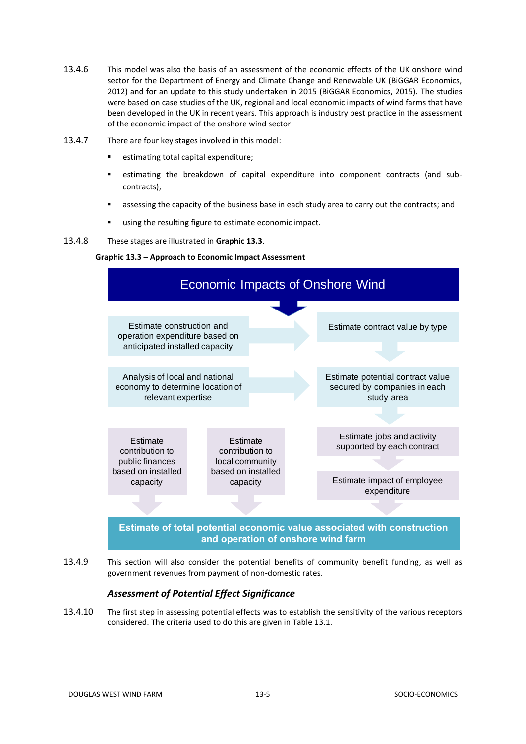13.4.6 This model was also the basis of an assessment of the economic effects of the UK onshore wind sector for the Department of Energy and Climate Change and Renewable UK (BiGGAR Economics, 2012) and for an update to this study undertaken in 2015 (BiGGAR Economics, 2015). The studies were based on case studies of the UK, regional and local economic impacts of wind farms that have been developed in the UK in recent years. This approach is industry best practice in the assessment of the economic impact of the onshore wind sector.

13.4.7 There are four key stages involved in this model:

- estimating total capital expenditure;
- estimating the breakdown of capital expenditure into component contracts (and sub-contracts);
- assessing the capacity of the business base in each study area to carry out the contracts; and
- using the resulting figure to estimate economic impact.

13.4.8 These stages are illustrated in **Graphic 13.3**.

**Graphic 13.3 – Approach to Economic Impact Assessment**

Economic Impacts of Onshore Wind

- Estimate construction and operation expenditure based on anticipated installed capacity → Estimate contract value by type
- Analysis of local and national economy to determine location of relevant expertise → Estimate potential contract value secured by companies in each study area
- Estimate jobs and activity supported by each contract
- Estimate impact of employee expenditure
- Estimate contribution to public finances based on installed capacity
- Estimate contribution to local community based on installed capacity

**Estimate of total potential economic value associated with construction and operation of onshore wind farm**

13.4.9 This section will also consider the potential benefits of community benefit funding, as well as government revenues from payment of non-domestic rates.

### *Assessment of Potential Effect Significance*

13.4.10 The first step in assessing potential effects was to establish the sensitivity of the various receptors considered. The criteria used to do this are given in Table 13.1.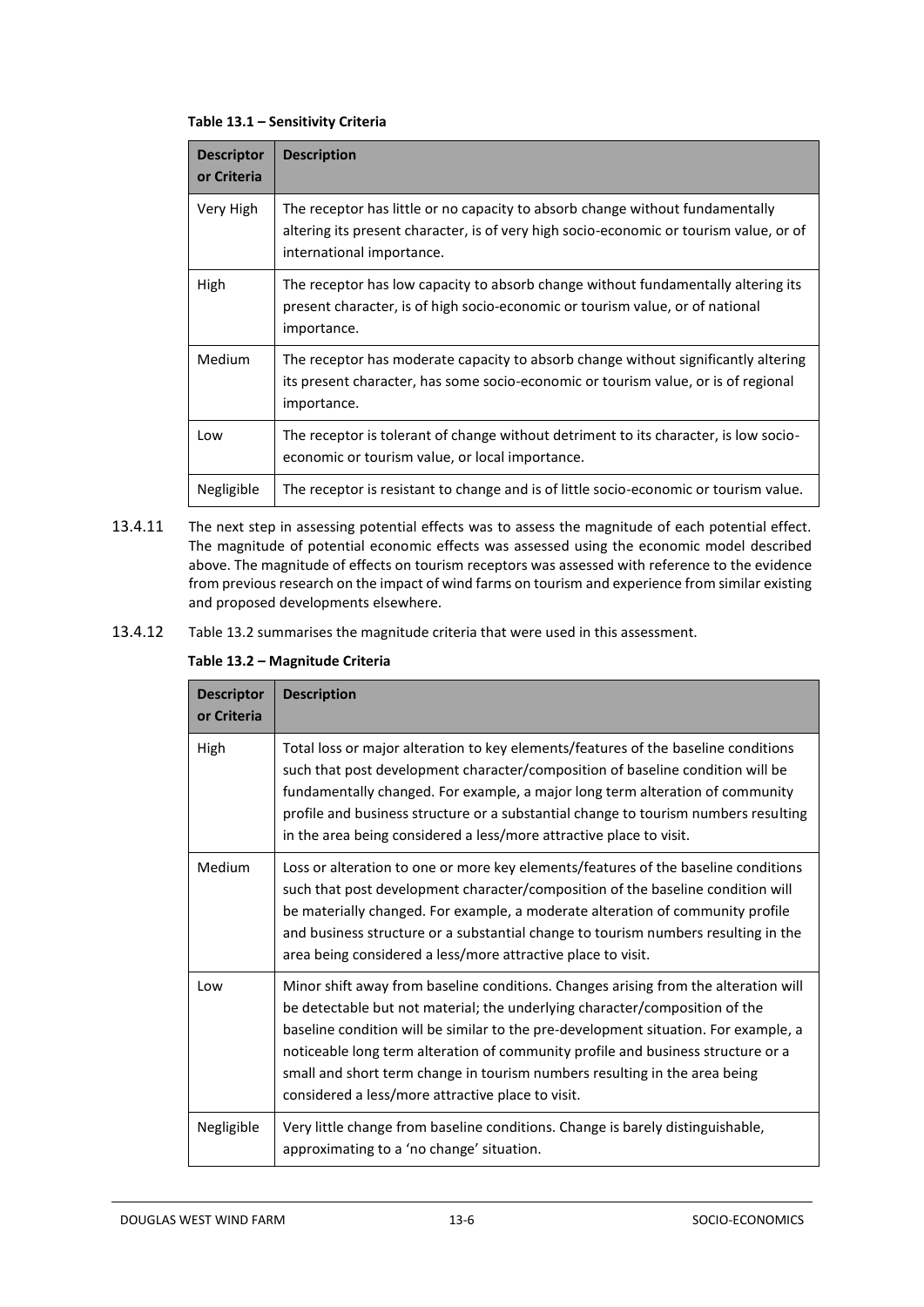**Table 13.1 – Sensitivity Criteria**

| Descriptor or Criteria | Description |
|---|---|
| Very High | The receptor has little or no capacity to absorb change without fundamentally altering its present character, is of very high socio-economic or tourism value, or of international importance. |
| High | The receptor has low capacity to absorb change without fundamentally altering its present character, is of high socio-economic or tourism value, or of national importance. |
| Medium | The receptor has moderate capacity to absorb change without significantly altering its present character, has some socio-economic or tourism value, or is of regional importance. |
| Low | The receptor is tolerant of change without detriment to its character, is low socio-economic or tourism value, or local importance. |
| Negligible | The receptor is resistant to change and is of little socio-economic or tourism value. |

13.4.11 The next step in assessing potential effects was to assess the magnitude of each potential effect. The magnitude of potential economic effects was assessed using the economic model described above. The magnitude of effects on tourism receptors was assessed with reference to the evidence from previous research on the impact of wind farms on tourism and experience from similar existing and proposed developments elsewhere.

13.4.12 Table 13.2 summarises the magnitude criteria that were used in this assessment.

**Table 13.2 – Magnitude Criteria**

| Descriptor or Criteria | Description |
|---|---|
| High | Total loss or major alteration to key elements/features of the baseline conditions such that post development character/composition of baseline condition will be fundamentally changed. For example, a major long term alteration of community profile and business structure or a substantial change to tourism numbers resulting in the area being considered a less/more attractive place to visit. |
| Medium | Loss or alteration to one or more key elements/features of the baseline conditions such that post development character/composition of the baseline condition will be materially changed. For example, a moderate alteration of community profile and business structure or a substantial change to tourism numbers resulting in the area being considered a less/more attractive place to visit. |
| Low | Minor shift away from baseline conditions. Changes arising from the alteration will be detectable but not material; the underlying character/composition of the baseline condition will be similar to the pre-development situation. For example, a noticeable long term alteration of community profile and business structure or a small and short term change in tourism numbers resulting in the area being considered a less/more attractive place to visit. |
| Negligible | Very little change from baseline conditions. Change is barely distinguishable, approximating to a 'no change' situation. |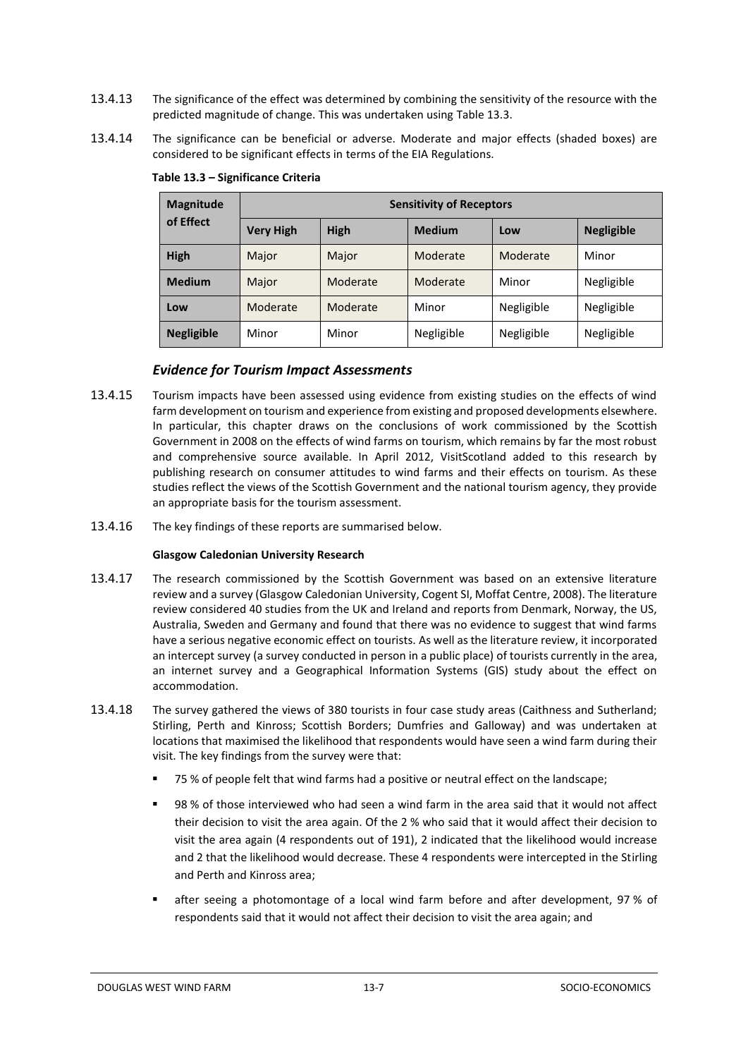13.4.13 The significance of the effect was determined by combining the sensitivity of the resource with the predicted magnitude of change. This was undertaken using Table 13.3.

13.4.14 The significance can be beneficial or adverse. Moderate and major effects (shaded boxes) are considered to be significant effects in terms of the EIA Regulations.

**Table 13.3 – Significance Criteria**

| Magnitude of Effect | Sensitivity of Receptors | | | | |
|---|---|---|---|---|---|
| | **Very High** | **High** | **Medium** | **Low** | **Negligible** |
| **High** | Major | Major | Moderate | Moderate | Minor |
| **Medium** | Major | Moderate | Moderate | Minor | Negligible |
| **Low** | Moderate | Moderate | Minor | Negligible | Negligible |
| **Negligible** | Minor | Minor | Negligible | Negligible | Negligible |

### *Evidence for Tourism Impact Assessments*

13.4.15 Tourism impacts have been assessed using evidence from existing studies on the effects of wind farm development on tourism and experience from existing and proposed developments elsewhere. In particular, this chapter draws on the conclusions of work commissioned by the Scottish Government in 2008 on the effects of wind farms on tourism, which remains by far the most robust and comprehensive source available. In April 2012, VisitScotland added to this research by publishing research on consumer attitudes to wind farms and their effects on tourism. As these studies reflect the views of the Scottish Government and the national tourism agency, they provide an appropriate basis for the tourism assessment.

13.4.16 The key findings of these reports are summarised below.

#### Glasgow Caledonian University Research

13.4.17 The research commissioned by the Scottish Government was based on an extensive literature review and a survey (Glasgow Caledonian University, Cogent SI, Moffat Centre, 2008). The literature review considered 40 studies from the UK and Ireland and reports from Denmark, Norway, the US, Australia, Sweden and Germany and found that there was no evidence to suggest that wind farms have a serious negative economic effect on tourists. As well as the literature review, it incorporated an intercept survey (a survey conducted in person in a public place) of tourists currently in the area, an internet survey and a Geographical Information Systems (GIS) study about the effect on accommodation.

13.4.18 The survey gathered the views of 380 tourists in four case study areas (Caithness and Sutherland; Stirling, Perth and Kinross; Scottish Borders; Dumfries and Galloway) and was undertaken at locations that maximised the likelihood that respondents would have seen a wind farm during their visit. The key findings from the survey were that:

- 75 % of people felt that wind farms had a positive or neutral effect on the landscape;
- 98 % of those interviewed who had seen a wind farm in the area said that it would not affect their decision to visit the area again. Of the 2 % who said that it would affect their decision to visit the area again (4 respondents out of 191), 2 indicated that the likelihood would increase and 2 that the likelihood would decrease. These 4 respondents were intercepted in the Stirling and Perth and Kinross area;
- after seeing a photomontage of a local wind farm before and after development, 97 % of respondents said that it would not affect their decision to visit the area again; and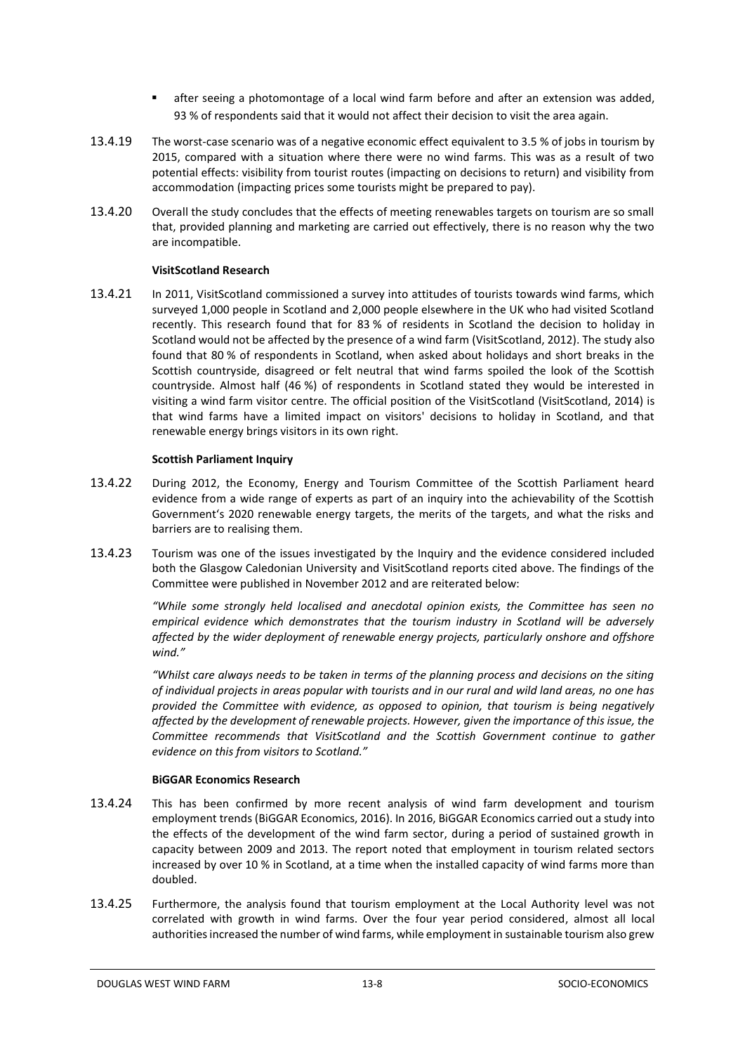- after seeing a photomontage of a local wind farm before and after an extension was added, 93 % of respondents said that it would not affect their decision to visit the area again.

13.4.19 The worst-case scenario was of a negative economic effect equivalent to 3.5 % of jobs in tourism by 2015, compared with a situation where there were no wind farms. This was as a result of two potential effects: visibility from tourist routes (impacting on decisions to return) and visibility from accommodation (impacting prices some tourists might be prepared to pay).

13.4.20 Overall the study concludes that the effects of meeting renewables targets on tourism are so small that, provided planning and marketing are carried out effectively, there is no reason why the two are incompatible.

**VisitScotland Research**

13.4.21 In 2011, VisitScotland commissioned a survey into attitudes of tourists towards wind farms, which surveyed 1,000 people in Scotland and 2,000 people elsewhere in the UK who had visited Scotland recently. This research found that for 83 % of residents in Scotland the decision to holiday in Scotland would not be affected by the presence of a wind farm (VisitScotland, 2012). The study also found that 80 % of respondents in Scotland, when asked about holidays and short breaks in the Scottish countryside, disagreed or felt neutral that wind farms spoiled the look of the Scottish countryside. Almost half (46 %) of respondents in Scotland stated they would be interested in visiting a wind farm visitor centre. The official position of the VisitScotland (VisitScotland, 2014) is that wind farms have a limited impact on visitors' decisions to holiday in Scotland, and that renewable energy brings visitors in its own right.

**Scottish Parliament Inquiry**

13.4.22 During 2012, the Economy, Energy and Tourism Committee of the Scottish Parliament heard evidence from a wide range of experts as part of an inquiry into the achievability of the Scottish Government's 2020 renewable energy targets, the merits of the targets, and what the risks and barriers are to realising them.

13.4.23 Tourism was one of the issues investigated by the Inquiry and the evidence considered included both the Glasgow Caledonian University and VisitScotland reports cited above. The findings of the Committee were published in November 2012 and are reiterated below:

*"While some strongly held localised and anecdotal opinion exists, the Committee has seen no empirical evidence which demonstrates that the tourism industry in Scotland will be adversely affected by the wider deployment of renewable energy projects, particularly onshore and offshore wind."*

*"Whilst care always needs to be taken in terms of the planning process and decisions on the siting of individual projects in areas popular with tourists and in our rural and wild land areas, no one has provided the Committee with evidence, as opposed to opinion, that tourism is being negatively affected by the development of renewable projects. However, given the importance of this issue, the Committee recommends that VisitScotland and the Scottish Government continue to gather evidence on this from visitors to Scotland."*

**BiGGAR Economics Research**

13.4.24 This has been confirmed by more recent analysis of wind farm development and tourism employment trends (BiGGAR Economics, 2016). In 2016, BiGGAR Economics carried out a study into the effects of the development of the wind farm sector, during a period of sustained growth in capacity between 2009 and 2013. The report noted that employment in tourism related sectors increased by over 10 % in Scotland, at a time when the installed capacity of wind farms more than doubled.

13.4.25 Furthermore, the analysis found that tourism employment at the Local Authority level was not correlated with growth in wind farms. Over the four year period considered, almost all local authorities increased the number of wind farms, while employment in sustainable tourism also grew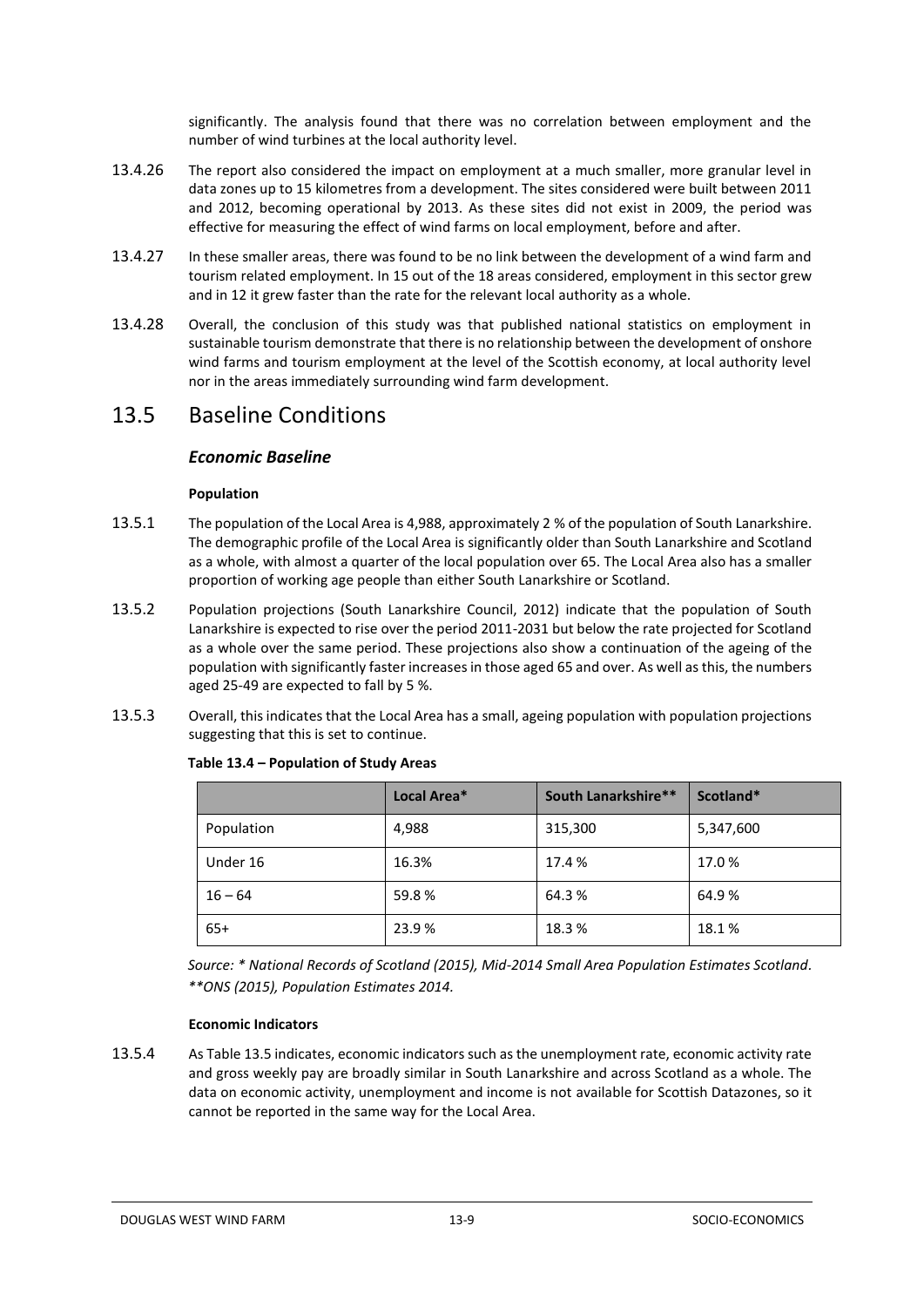significantly. The analysis found that there was no correlation between employment and the number of wind turbines at the local authority level.

13.4.26 The report also considered the impact on employment at a much smaller, more granular level in data zones up to 15 kilometres from a development. The sites considered were built between 2011 and 2012, becoming operational by 2013. As these sites did not exist in 2009, the period was effective for measuring the effect of wind farms on local employment, before and after.

13.4.27 In these smaller areas, there was found to be no link between the development of a wind farm and tourism related employment. In 15 out of the 18 areas considered, employment in this sector grew and in 12 it grew faster than the rate for the relevant local authority as a whole.

13.4.28 Overall, the conclusion of this study was that published national statistics on employment in sustainable tourism demonstrate that there is no relationship between the development of onshore wind farms and tourism employment at the level of the Scottish economy, at local authority level nor in the areas immediately surrounding wind farm development.

## 13.5 Baseline Conditions

### *Economic Baseline*

#### Population

13.5.1 The population of the Local Area is 4,988, approximately 2 % of the population of South Lanarkshire. The demographic profile of the Local Area is significantly older than South Lanarkshire and Scotland as a whole, with almost a quarter of the local population over 65. The Local Area also has a smaller proportion of working age people than either South Lanarkshire or Scotland.

13.5.2 Population projections (South Lanarkshire Council, 2012) indicate that the population of South Lanarkshire is expected to rise over the period 2011-2031 but below the rate projected for Scotland as a whole over the same period. These projections also show a continuation of the ageing of the population with significantly faster increases in those aged 65 and over. As well as this, the numbers aged 25-49 are expected to fall by 5 %.

13.5.3 Overall, this indicates that the Local Area has a small, ageing population with population projections suggesting that this is set to continue.

**Table 13.4 – Population of Study Areas**

| | Local Area* | South Lanarkshire** | Scotland* |
|---|---|---|---|
| Population | 4,988 | 315,300 | 5,347,600 |
| Under 16 | 16.3% | 17.4 % | 17.0 % |
| 16 – 64 | 59.8 % | 64.3 % | 64.9 % |
| 65+ | 23.9 % | 18.3 % | 18.1 % |

*Source: * National Records of Scotland (2015), Mid-2014 Small Area Population Estimates Scotland. **ONS (2015), Population Estimates 2014.*

#### Economic Indicators

13.5.4 As Table 13.5 indicates, economic indicators such as the unemployment rate, economic activity rate and gross weekly pay are broadly similar in South Lanarkshire and across Scotland as a whole. The data on economic activity, unemployment and income is not available for Scottish Datazones, so it cannot be reported in the same way for the Local Area.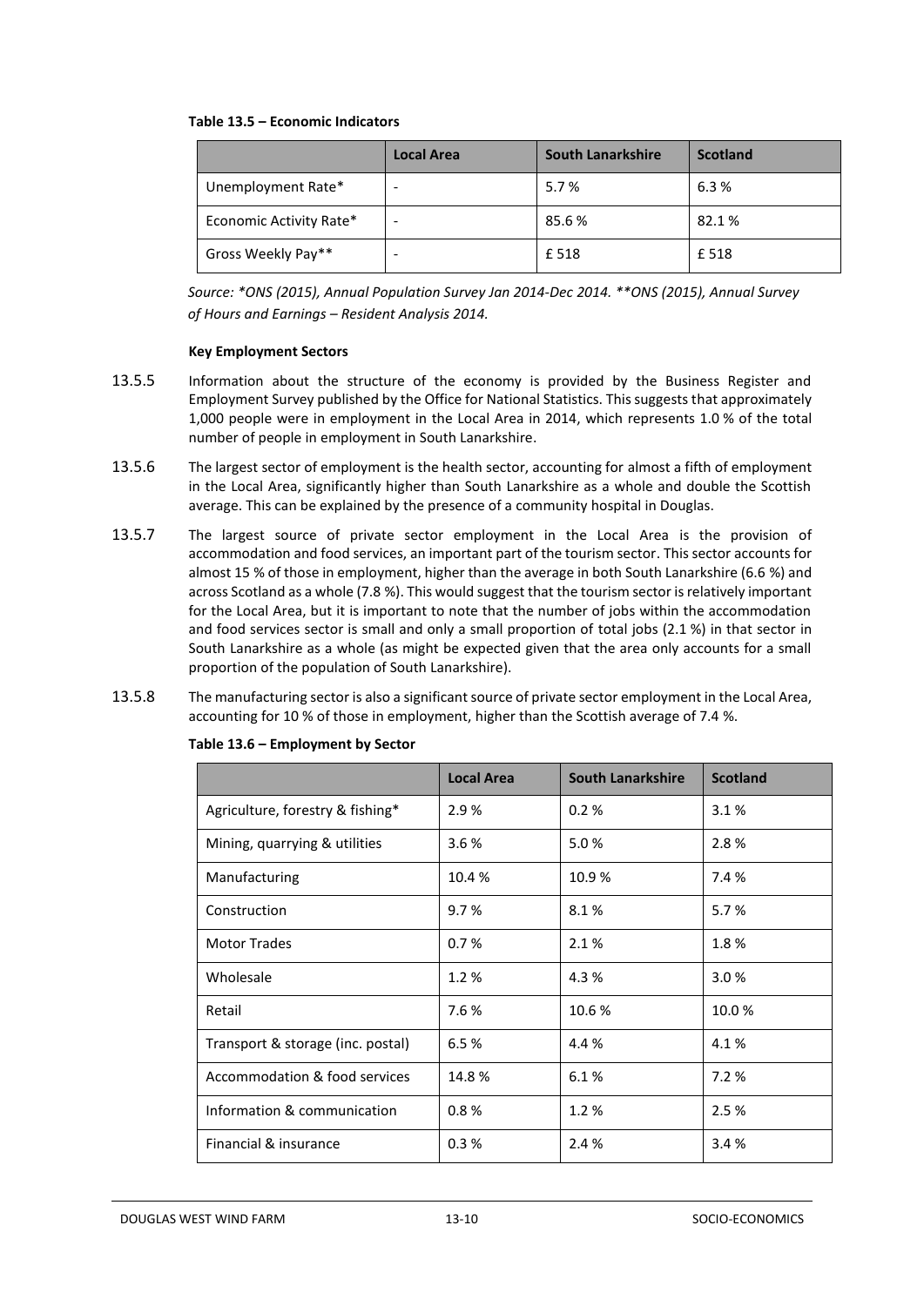**Table 13.5 – Economic Indicators**

| | Local Area | South Lanarkshire | Scotland |
|---|---|---|---|
| Unemployment Rate* | - | 5.7 % | 6.3 % |
| Economic Activity Rate* | - | 85.6 % | 82.1 % |
| Gross Weekly Pay** | - | £ 518 | £ 518 |

*Source: *ONS (2015), Annual Population Survey Jan 2014-Dec 2014. **ONS (2015), Annual Survey of Hours and Earnings – Resident Analysis 2014.*

**Key Employment Sectors**

13.5.5 Information about the structure of the economy is provided by the Business Register and Employment Survey published by the Office for National Statistics. This suggests that approximately 1,000 people were in employment in the Local Area in 2014, which represents 1.0 % of the total number of people in employment in South Lanarkshire.

13.5.6 The largest sector of employment is the health sector, accounting for almost a fifth of employment in the Local Area, significantly higher than South Lanarkshire as a whole and double the Scottish average. This can be explained by the presence of a community hospital in Douglas.

13.5.7 The largest source of private sector employment in the Local Area is the provision of accommodation and food services, an important part of the tourism sector. This sector accounts for almost 15 % of those in employment, higher than the average in both South Lanarkshire (6.6 %) and across Scotland as a whole (7.8 %). This would suggest that the tourism sector is relatively important for the Local Area, but it is important to note that the number of jobs within the accommodation and food services sector is small and only a small proportion of total jobs (2.1 %) in that sector in South Lanarkshire as a whole (as might be expected given that the area only accounts for a small proportion of the population of South Lanarkshire).

13.5.8 The manufacturing sector is also a significant source of private sector employment in the Local Area, accounting for 10 % of those in employment, higher than the Scottish average of 7.4 %.

**Table 13.6 – Employment by Sector**

| | Local Area | South Lanarkshire | Scotland |
|---|---|---|---|
| Agriculture, forestry & fishing* | 2.9 % | 0.2 % | 3.1 % |
| Mining, quarrying & utilities | 3.6 % | 5.0 % | 2.8 % |
| Manufacturing | 10.4 % | 10.9 % | 7.4 % |
| Construction | 9.7 % | 8.1 % | 5.7 % |
| Motor Trades | 0.7 % | 2.1 % | 1.8 % |
| Wholesale | 1.2 % | 4.3 % | 3.0 % |
| Retail | 7.6 % | 10.6 % | 10.0 % |
| Transport & storage (inc. postal) | 6.5 % | 4.4 % | 4.1 % |
| Accommodation & food services | 14.8 % | 6.1 % | 7.2 % |
| Information & communication | 0.8 % | 1.2 % | 2.5 % |
| Financial & insurance | 0.3 % | 2.4 % | 3.4 % |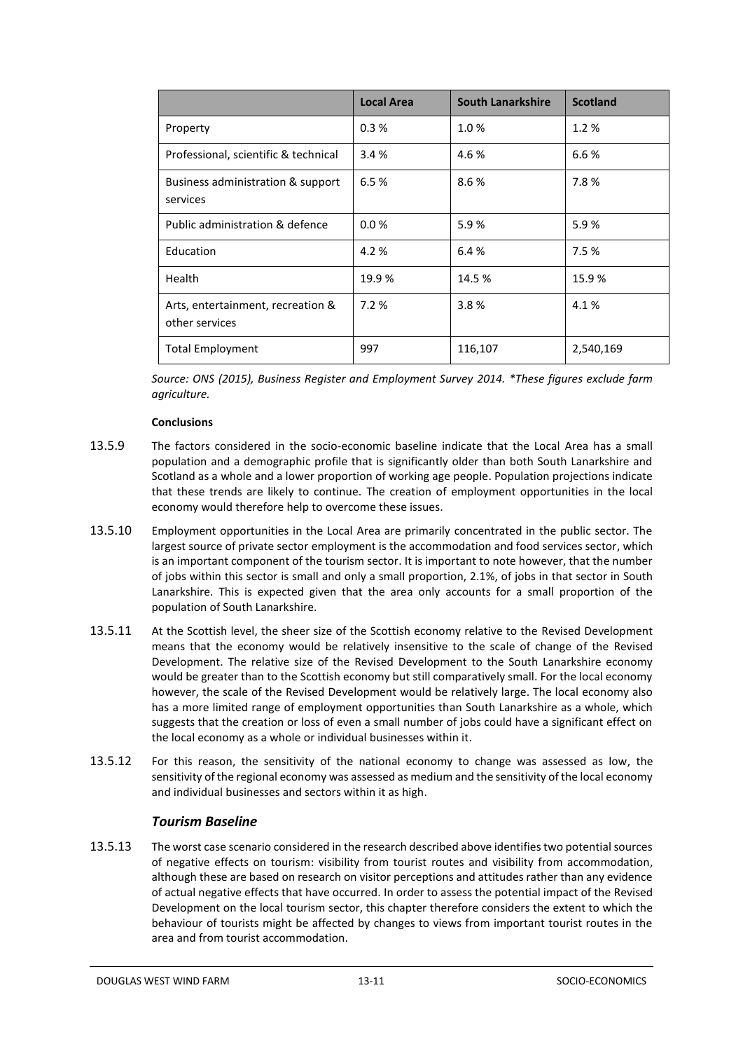| | Local Area | South Lanarkshire | Scotland |
|---|---|---|---|
| Property | 0.3 % | 1.0 % | 1.2 % |
| Professional, scientific & technical | 3.4 % | 4.6 % | 6.6 % |
| Business administration & support services | 6.5 % | 8.6 % | 7.8 % |
| Public administration & defence | 0.0 % | 5.9 % | 5.9 % |
| Education | 4.2 % | 6.4 % | 7.5 % |
| Health | 19.9 % | 14.5 % | 15.9 % |
| Arts, entertainment, recreation & other services | 7.2 % | 3.8 % | 4.1 % |
| Total Employment | 997 | 116,107 | 2,540,169 |

*Source: ONS (2015), Business Register and Employment Survey 2014. *These figures exclude farm agriculture.*

**Conclusions**

13.5.9 The factors considered in the socio-economic baseline indicate that the Local Area has a small population and a demographic profile that is significantly older than both South Lanarkshire and Scotland as a whole and a lower proportion of working age people. Population projections indicate that these trends are likely to continue. The creation of employment opportunities in the local economy would therefore help to overcome these issues.

13.5.10 Employment opportunities in the Local Area are primarily concentrated in the public sector. The largest source of private sector employment is the accommodation and food services sector, which is an important component of the tourism sector. It is important to note however, that the number of jobs within this sector is small and only a small proportion, 2.1%, of jobs in that sector in South Lanarkshire. This is expected given that the area only accounts for a small proportion of the population of South Lanarkshire.

13.5.11 At the Scottish level, the sheer size of the Scottish economy relative to the Revised Development means that the economy would be relatively insensitive to the scale of change of the Revised Development. The relative size of the Revised Development to the South Lanarkshire economy would be greater than to the Scottish economy but still comparatively small. For the local economy however, the scale of the Revised Development would be relatively large. The local economy also has a more limited range of employment opportunities than South Lanarkshire as a whole, which suggests that the creation or loss of even a small number of jobs could have a significant effect on the local economy as a whole or individual businesses within it.

13.5.12 For this reason, the sensitivity of the national economy to change was assessed as low, the sensitivity of the regional economy was assessed as medium and the sensitivity of the local economy and individual businesses and sectors within it as high.

### *Tourism Baseline*

13.5.13 The worst case scenario considered in the research described above identifies two potential sources of negative effects on tourism: visibility from tourist routes and visibility from accommodation, although these are based on research on visitor perceptions and attitudes rather than any evidence of actual negative effects that have occurred. In order to assess the potential impact of the Revised Development on the local tourism sector, this chapter therefore considers the extent to which the behaviour of tourists might be affected by changes to views from important tourist routes in the area and from tourist accommodation.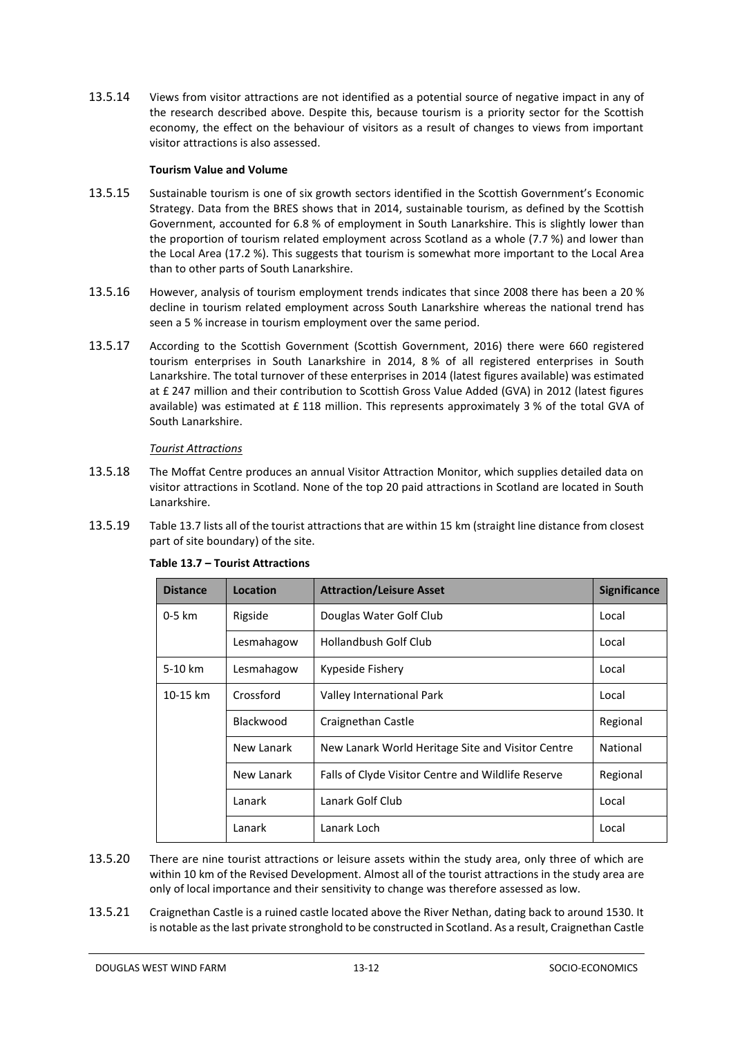13.5.14 Views from visitor attractions are not identified as a potential source of negative impact in any of the research described above. Despite this, because tourism is a priority sector for the Scottish economy, the effect on the behaviour of visitors as a result of changes to views from important visitor attractions is also assessed.

**Tourism Value and Volume**

13.5.15 Sustainable tourism is one of six growth sectors identified in the Scottish Government's Economic Strategy. Data from the BRES shows that in 2014, sustainable tourism, as defined by the Scottish Government, accounted for 6.8 % of employment in South Lanarkshire. This is slightly lower than the proportion of tourism related employment across Scotland as a whole (7.7 %) and lower than the Local Area (17.2 %). This suggests that tourism is somewhat more important to the Local Area than to other parts of South Lanarkshire.

13.5.16 However, analysis of tourism employment trends indicates that since 2008 there has been a 20 % decline in tourism related employment across South Lanarkshire whereas the national trend has seen a 5 % increase in tourism employment over the same period.

13.5.17 According to the Scottish Government (Scottish Government, 2016) there were 660 registered tourism enterprises in South Lanarkshire in 2014, 8 % of all registered enterprises in South Lanarkshire. The total turnover of these enterprises in 2014 (latest figures available) was estimated at £ 247 million and their contribution to Scottish Gross Value Added (GVA) in 2012 (latest figures available) was estimated at £ 118 million. This represents approximately 3 % of the total GVA of South Lanarkshire.

*Tourist Attractions*

13.5.18 The Moffat Centre produces an annual Visitor Attraction Monitor, which supplies detailed data on visitor attractions in Scotland. None of the top 20 paid attractions in Scotland are located in South Lanarkshire.

13.5.19 Table 13.7 lists all of the tourist attractions that are within 15 km (straight line distance from closest part of site boundary) of the site.

**Table 13.7 – Tourist Attractions**

| Distance | Location | Attraction/Leisure Asset | Significance |
|---|---|---|---|
| 0-5 km | Rigside | Douglas Water Golf Club | Local |
| | Lesmahagow | Hollandbush Golf Club | Local |
| 5-10 km | Lesmahagow | Kypeside Fishery | Local |
| 10-15 km | Crossford | Valley International Park | Local |
| | Blackwood | Craignethan Castle | Regional |
| | New Lanark | New Lanark World Heritage Site and Visitor Centre | National |
| | New Lanark | Falls of Clyde Visitor Centre and Wildlife Reserve | Regional |
| | Lanark | Lanark Golf Club | Local |
| | Lanark | Lanark Loch | Local |

13.5.20 There are nine tourist attractions or leisure assets within the study area, only three of which are within 10 km of the Revised Development. Almost all of the tourist attractions in the study area are only of local importance and their sensitivity to change was therefore assessed as low.

13.5.21 Craignethan Castle is a ruined castle located above the River Nethan, dating back to around 1530. It is notable as the last private stronghold to be constructed in Scotland. As a result, Craignethan Castle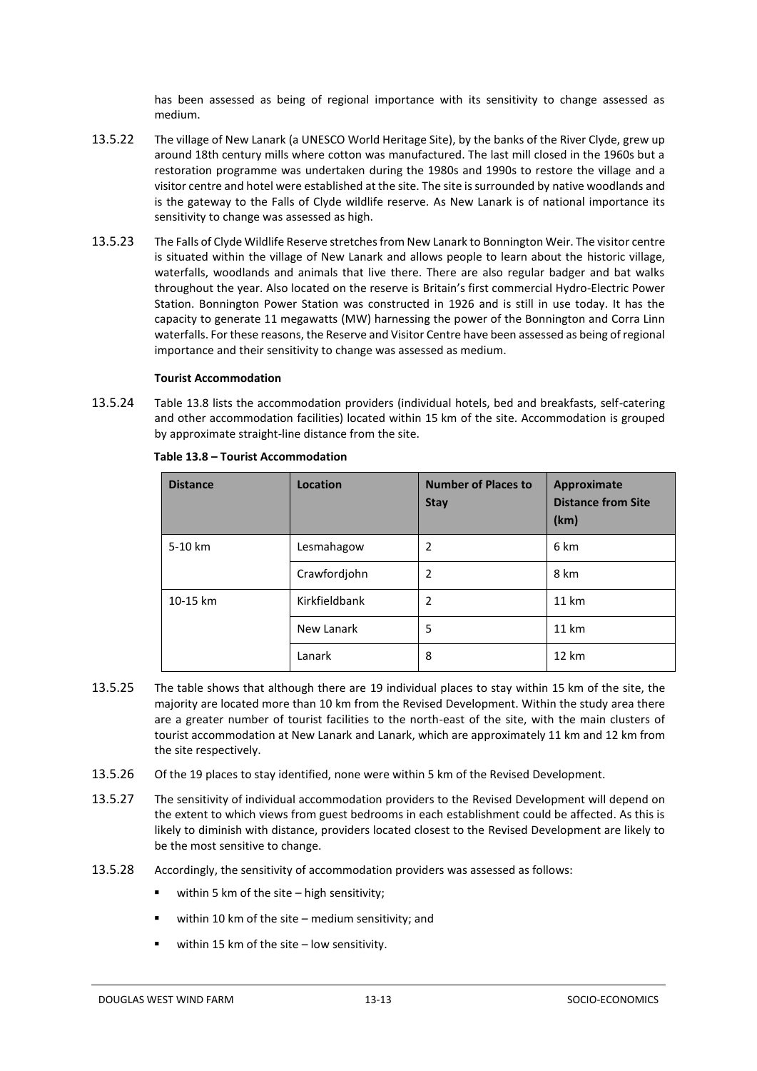has been assessed as being of regional importance with its sensitivity to change assessed as medium.

13.5.22 The village of New Lanark (a UNESCO World Heritage Site), by the banks of the River Clyde, grew up around 18th century mills where cotton was manufactured. The last mill closed in the 1960s but a restoration programme was undertaken during the 1980s and 1990s to restore the village and a visitor centre and hotel were established at the site. The site is surrounded by native woodlands and is the gateway to the Falls of Clyde wildlife reserve. As New Lanark is of national importance its sensitivity to change was assessed as high.

13.5.23 The Falls of Clyde Wildlife Reserve stretches from New Lanark to Bonnington Weir. The visitor centre is situated within the village of New Lanark and allows people to learn about the historic village, waterfalls, woodlands and animals that live there. There are also regular badger and bat walks throughout the year. Also located on the reserve is Britain's first commercial Hydro-Electric Power Station. Bonnington Power Station was constructed in 1926 and is still in use today. It has the capacity to generate 11 megawatts (MW) harnessing the power of the Bonnington and Corra Linn waterfalls. For these reasons, the Reserve and Visitor Centre have been assessed as being of regional importance and their sensitivity to change was assessed as medium.

**Tourist Accommodation**

13.5.24 Table 13.8 lists the accommodation providers (individual hotels, bed and breakfasts, self-catering and other accommodation facilities) located within 15 km of the site. Accommodation is grouped by approximate straight-line distance from the site.

**Table 13.8 – Tourist Accommodation**

| Distance | Location | Number of Places to Stay | Approximate Distance from Site (km) |
|---|---|---|---|
| 5-10 km | Lesmahagow | 2 | 6 km |
| | Crawfordjohn | 2 | 8 km |
| 10-15 km | Kirkfieldbank | 2 | 11 km |
| | New Lanark | 5 | 11 km |
| | Lanark | 8 | 12 km |

13.5.25 The table shows that although there are 19 individual places to stay within 15 km of the site, the majority are located more than 10 km from the Revised Development. Within the study area there are a greater number of tourist facilities to the north-east of the site, with the main clusters of tourist accommodation at New Lanark and Lanark, which are approximately 11 km and 12 km from the site respectively.

13.5.26 Of the 19 places to stay identified, none were within 5 km of the Revised Development.

13.5.27 The sensitivity of individual accommodation providers to the Revised Development will depend on the extent to which views from guest bedrooms in each establishment could be affected. As this is likely to diminish with distance, providers located closest to the Revised Development are likely to be the most sensitive to change.

13.5.28 Accordingly, the sensitivity of accommodation providers was assessed as follows:

- within 5 km of the site – high sensitivity;
- within 10 km of the site – medium sensitivity; and
- within 15 km of the site – low sensitivity.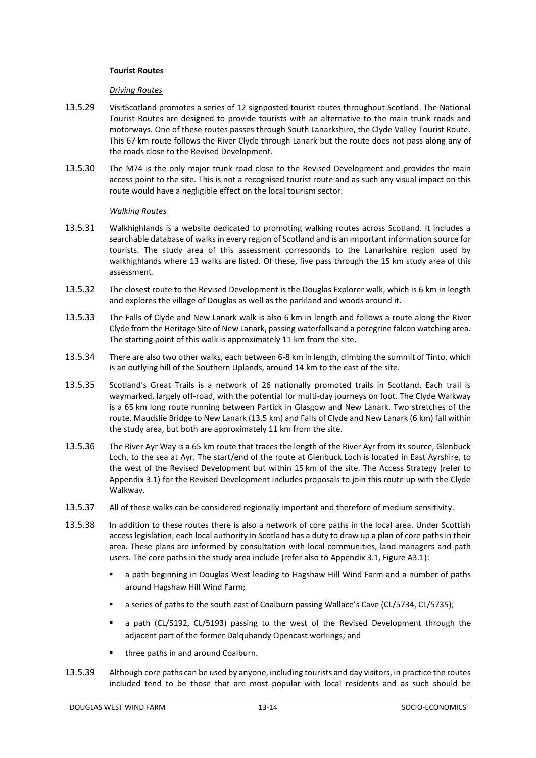**Tourist Routes**

*Driving Routes*

13.5.29 VisitScotland promotes a series of 12 signposted tourist routes throughout Scotland. The National Tourist Routes are designed to provide tourists with an alternative to the main trunk roads and motorways. One of these routes passes through South Lanarkshire, the Clyde Valley Tourist Route. This 67 km route follows the River Clyde through Lanark but the route does not pass along any of the roads close to the Revised Development.

13.5.30 The M74 is the only major trunk road close to the Revised Development and provides the main access point to the site. This is not a recognised tourist route and as such any visual impact on this route would have a negligible effect on the local tourism sector.

*Walking Routes*

13.5.31 Walkhighlands is a website dedicated to promoting walking routes across Scotland. It includes a searchable database of walks in every region of Scotland and is an important information source for tourists. The study area of this assessment corresponds to the Lanarkshire region used by walkhighlands where 13 walks are listed. Of these, five pass through the 15 km study area of this assessment.

13.5.32 The closest route to the Revised Development is the Douglas Explorer walk, which is 6 km in length and explores the village of Douglas as well as the parkland and woods around it.

13.5.33 The Falls of Clyde and New Lanark walk is also 6 km in length and follows a route along the River Clyde from the Heritage Site of New Lanark, passing waterfalls and a peregrine falcon watching area. The starting point of this walk is approximately 11 km from the site.

13.5.34 There are also two other walks, each between 6-8 km in length, climbing the summit of Tinto, which is an outlying hill of the Southern Uplands, around 14 km to the east of the site.

13.5.35 Scotland's Great Trails is a network of 26 nationally promoted trails in Scotland. Each trail is waymarked, largely off-road, with the potential for multi-day journeys on foot. The Clyde Walkway is a 65 km long route running between Partick in Glasgow and New Lanark. Two stretches of the route, Maudslie Bridge to New Lanark (13.5 km) and Falls of Clyde and New Lanark (6 km) fall within the study area, but both are approximately 11 km from the site.

13.5.36 The River Ayr Way is a 65 km route that traces the length of the River Ayr from its source, Glenbuck Loch, to the sea at Ayr. The start/end of the route at Glenbuck Loch is located in East Ayrshire, to the west of the Revised Development but within 15 km of the site. The Access Strategy (refer to Appendix 3.1) for the Revised Development includes proposals to join this route up with the Clyde Walkway.

13.5.37 All of these walks can be considered regionally important and therefore of medium sensitivity.

13.5.38 In addition to these routes there is also a network of core paths in the local area. Under Scottish access legislation, each local authority in Scotland has a duty to draw up a plan of core paths in their area. These plans are informed by consultation with local communities, land managers and path users. The core paths in the study area include (refer also to Appendix 3.1, Figure A3.1):

- a path beginning in Douglas West leading to Hagshaw Hill Wind Farm and a number of paths around Hagshaw Hill Wind Farm;
- a series of paths to the south east of Coalburn passing Wallace's Cave (CL/5734, CL/5735);
- a path (CL/5192, CL/5193) passing to the west of the Revised Development through the adjacent part of the former Dalquhandy Opencast workings; and
- three paths in and around Coalburn.

13.5.39 Although core paths can be used by anyone, including tourists and day visitors, in practice the routes included tend to be those that are most popular with local residents and as such should be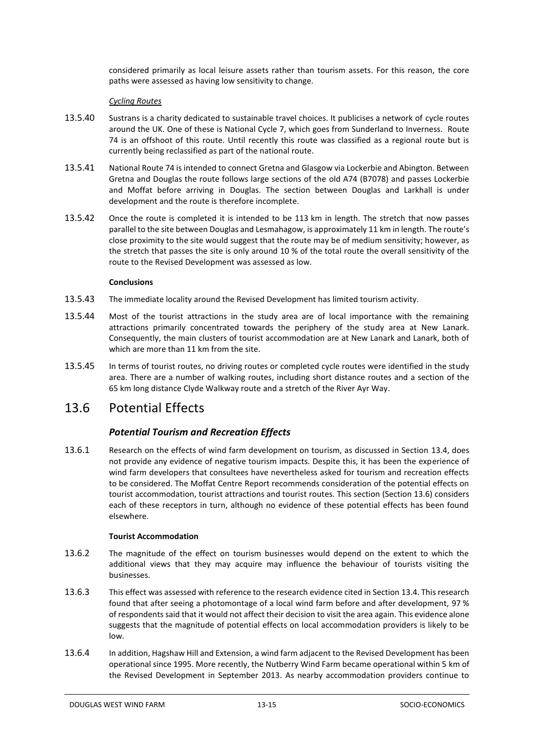considered primarily as local leisure assets rather than tourism assets. For this reason, the core paths were assessed as having low sensitivity to change.

*Cycling Routes*

13.5.40 Sustrans is a charity dedicated to sustainable travel choices. It publicises a network of cycle routes around the UK. One of these is National Cycle 7, which goes from Sunderland to Inverness. Route 74 is an offshoot of this route. Until recently this route was classified as a regional route but is currently being reclassified as part of the national route.

13.5.41 National Route 74 is intended to connect Gretna and Glasgow via Lockerbie and Abington. Between Gretna and Douglas the route follows large sections of the old A74 (B7078) and passes Lockerbie and Moffat before arriving in Douglas. The section between Douglas and Larkhall is under development and the route is therefore incomplete.

13.5.42 Once the route is completed it is intended to be 113 km in length. The stretch that now passes parallel to the site between Douglas and Lesmahagow, is approximately 11 km in length. The route's close proximity to the site would suggest that the route may be of medium sensitivity; however, as the stretch that passes the site is only around 10 % of the total route the overall sensitivity of the route to the Revised Development was assessed as low.

**Conclusions**

13.5.43 The immediate locality around the Revised Development has limited tourism activity.

13.5.44 Most of the tourist attractions in the study area are of local importance with the remaining attractions primarily concentrated towards the periphery of the study area at New Lanark. Consequently, the main clusters of tourist accommodation are at New Lanark and Lanark, both of which are more than 11 km from the site.

13.5.45 In terms of tourist routes, no driving routes or completed cycle routes were identified in the study area. There are a number of walking routes, including short distance routes and a section of the 65 km long distance Clyde Walkway route and a stretch of the River Ayr Way.

## 13.6 Potential Effects

### *Potential Tourism and Recreation Effects*

13.6.1 Research on the effects of wind farm development on tourism, as discussed in Section 13.4, does not provide any evidence of negative tourism impacts. Despite this, it has been the experience of wind farm developers that consultees have nevertheless asked for tourism and recreation effects to be considered. The Moffat Centre Report recommends consideration of the potential effects on tourist accommodation, tourist attractions and tourist routes. This section (Section 13.6) considers each of these receptors in turn, although no evidence of these potential effects has been found elsewhere.

**Tourist Accommodation**

13.6.2 The magnitude of the effect on tourism businesses would depend on the extent to which the additional views that they may acquire may influence the behaviour of tourists visiting the businesses.

13.6.3 This effect was assessed with reference to the research evidence cited in Section 13.4. This research found that after seeing a photomontage of a local wind farm before and after development, 97 % of respondents said that it would not affect their decision to visit the area again. This evidence alone suggests that the magnitude of potential effects on local accommodation providers is likely to be low.

13.6.4 In addition, Hagshaw Hill and Extension, a wind farm adjacent to the Revised Development has been operational since 1995. More recently, the Nutberry Wind Farm became operational within 5 km of the Revised Development in September 2013. As nearby accommodation providers continue to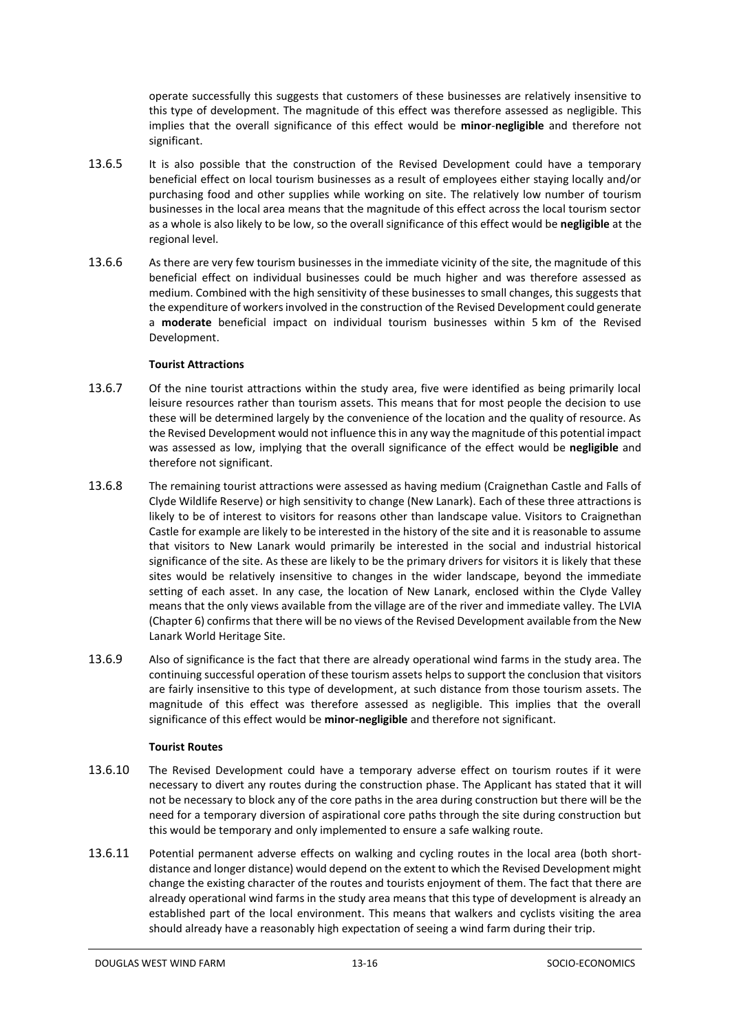operate successfully this suggests that customers of these businesses are relatively insensitive to this type of development. The magnitude of this effect was therefore assessed as negligible. This implies that the overall significance of this effect would be **minor**-**negligible** and therefore not significant.

13.6.5 It is also possible that the construction of the Revised Development could have a temporary beneficial effect on local tourism businesses as a result of employees either staying locally and/or purchasing food and other supplies while working on site. The relatively low number of tourism businesses in the local area means that the magnitude of this effect across the local tourism sector as a whole is also likely to be low, so the overall significance of this effect would be **negligible** at the regional level.

13.6.6 As there are very few tourism businesses in the immediate vicinity of the site, the magnitude of this beneficial effect on individual businesses could be much higher and was therefore assessed as medium. Combined with the high sensitivity of these businesses to small changes, this suggests that the expenditure of workers involved in the construction of the Revised Development could generate a **moderate** beneficial impact on individual tourism businesses within 5 km of the Revised Development.

**Tourist Attractions**

13.6.7 Of the nine tourist attractions within the study area, five were identified as being primarily local leisure resources rather than tourism assets. This means that for most people the decision to use these will be determined largely by the convenience of the location and the quality of resource. As the Revised Development would not influence this in any way the magnitude of this potential impact was assessed as low, implying that the overall significance of the effect would be **negligible** and therefore not significant.

13.6.8 The remaining tourist attractions were assessed as having medium (Craignethan Castle and Falls of Clyde Wildlife Reserve) or high sensitivity to change (New Lanark). Each of these three attractions is likely to be of interest to visitors for reasons other than landscape value. Visitors to Craignethan Castle for example are likely to be interested in the history of the site and it is reasonable to assume that visitors to New Lanark would primarily be interested in the social and industrial historical significance of the site. As these are likely to be the primary drivers for visitors it is likely that these sites would be relatively insensitive to changes in the wider landscape, beyond the immediate setting of each asset. In any case, the location of New Lanark, enclosed within the Clyde Valley means that the only views available from the village are of the river and immediate valley. The LVIA (Chapter 6) confirms that there will be no views of the Revised Development available from the New Lanark World Heritage Site.

13.6.9 Also of significance is the fact that there are already operational wind farms in the study area. The continuing successful operation of these tourism assets helps to support the conclusion that visitors are fairly insensitive to this type of development, at such distance from those tourism assets. The magnitude of this effect was therefore assessed as negligible. This implies that the overall significance of this effect would be **minor-negligible** and therefore not significant.

**Tourist Routes**

13.6.10 The Revised Development could have a temporary adverse effect on tourism routes if it were necessary to divert any routes during the construction phase. The Applicant has stated that it will not be necessary to block any of the core paths in the area during construction but there will be the need for a temporary diversion of aspirational core paths through the site during construction but this would be temporary and only implemented to ensure a safe walking route.

13.6.11 Potential permanent adverse effects on walking and cycling routes in the local area (both short-distance and longer distance) would depend on the extent to which the Revised Development might change the existing character of the routes and tourists enjoyment of them. The fact that there are already operational wind farms in the study area means that this type of development is already an established part of the local environment. This means that walkers and cyclists visiting the area should already have a reasonably high expectation of seeing a wind farm during their trip.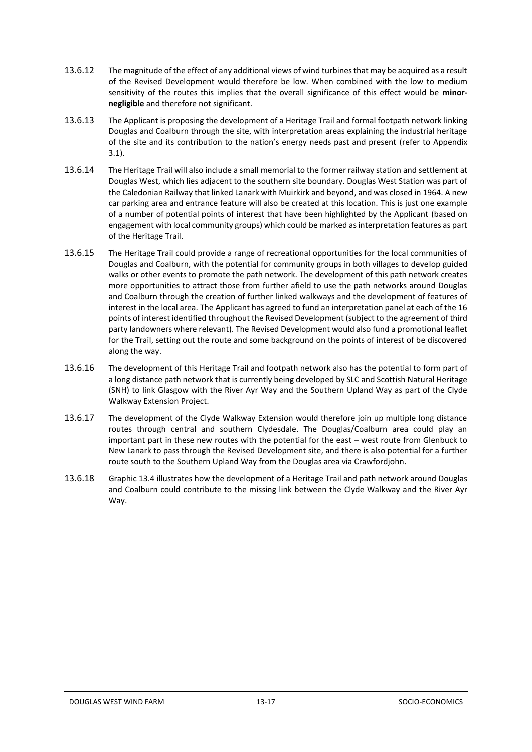13.6.12 The magnitude of the effect of any additional views of wind turbines that may be acquired as a result of the Revised Development would therefore be low. When combined with the low to medium sensitivity of the routes this implies that the overall significance of this effect would be **minor-negligible** and therefore not significant.

13.6.13 The Applicant is proposing the development of a Heritage Trail and formal footpath network linking Douglas and Coalburn through the site, with interpretation areas explaining the industrial heritage of the site and its contribution to the nation's energy needs past and present (refer to Appendix 3.1).

13.6.14 The Heritage Trail will also include a small memorial to the former railway station and settlement at Douglas West, which lies adjacent to the southern site boundary. Douglas West Station was part of the Caledonian Railway that linked Lanark with Muirkirk and beyond, and was closed in 1964. A new car parking area and entrance feature will also be created at this location. This is just one example of a number of potential points of interest that have been highlighted by the Applicant (based on engagement with local community groups) which could be marked as interpretation features as part of the Heritage Trail.

13.6.15 The Heritage Trail could provide a range of recreational opportunities for the local communities of Douglas and Coalburn, with the potential for community groups in both villages to develop guided walks or other events to promote the path network. The development of this path network creates more opportunities to attract those from further afield to use the path networks around Douglas and Coalburn through the creation of further linked walkways and the development of features of interest in the local area. The Applicant has agreed to fund an interpretation panel at each of the 16 points of interest identified throughout the Revised Development (subject to the agreement of third party landowners where relevant). The Revised Development would also fund a promotional leaflet for the Trail, setting out the route and some background on the points of interest of be discovered along the way.

13.6.16 The development of this Heritage Trail and footpath network also has the potential to form part of a long distance path network that is currently being developed by SLC and Scottish Natural Heritage (SNH) to link Glasgow with the River Ayr Way and the Southern Upland Way as part of the Clyde Walkway Extension Project.

13.6.17 The development of the Clyde Walkway Extension would therefore join up multiple long distance routes through central and southern Clydesdale. The Douglas/Coalburn area could play an important part in these new routes with the potential for the east – west route from Glenbuck to New Lanark to pass through the Revised Development site, and there is also potential for a further route south to the Southern Upland Way from the Douglas area via Crawfordjohn.

13.6.18 Graphic 13.4 illustrates how the development of a Heritage Trail and path network around Douglas and Coalburn could contribute to the missing link between the Clyde Walkway and the River Ayr Way.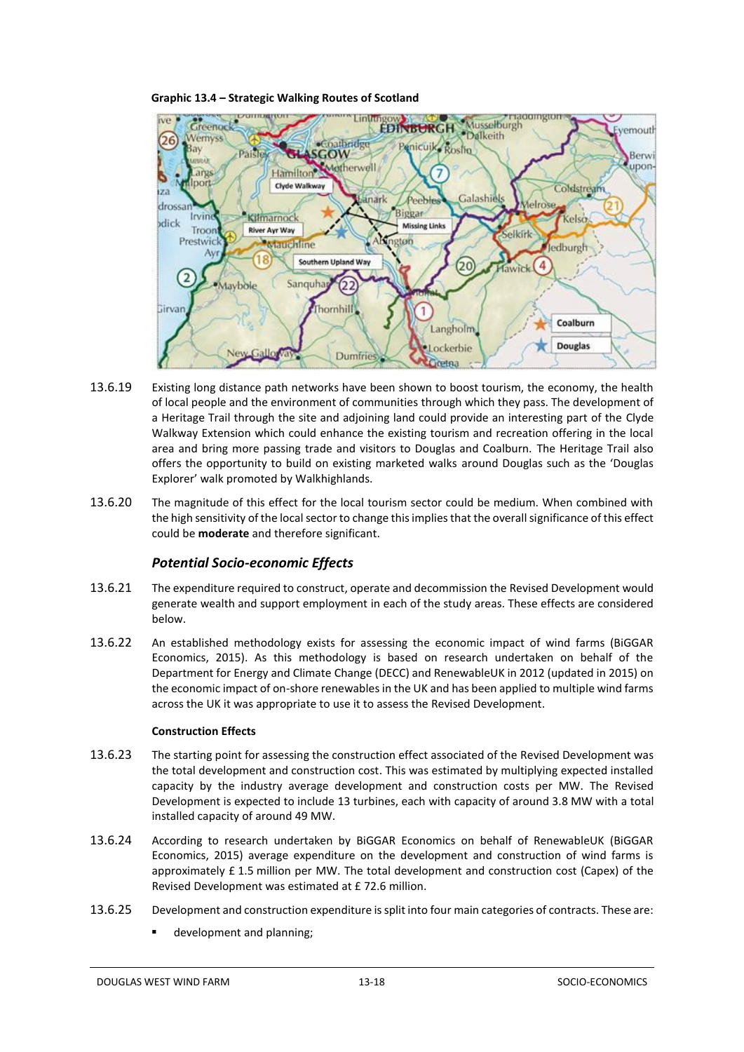**Graphic 13.4 – Strategic Walking Routes of Scotland**

13.6.19 Existing long distance path networks have been shown to boost tourism, the economy, the health of local people and the environment of communities through which they pass. The development of a Heritage Trail through the site and adjoining land could provide an interesting part of the Clyde Walkway Extension which could enhance the existing tourism and recreation offering in the local area and bring more passing trade and visitors to Douglas and Coalburn. The Heritage Trail also offers the opportunity to build on existing marketed walks around Douglas such as the 'Douglas Explorer' walk promoted by Walkhighlands.

13.6.20 The magnitude of this effect for the local tourism sector could be medium. When combined with the high sensitivity of the local sector to change this implies that the overall significance of this effect could be **moderate** and therefore significant.

### *Potential Socio-economic Effects*

13.6.21 The expenditure required to construct, operate and decommission the Revised Development would generate wealth and support employment in each of the study areas. These effects are considered below.

13.6.22 An established methodology exists for assessing the economic impact of wind farms (BiGGAR Economics, 2015). As this methodology is based on research undertaken on behalf of the Department for Energy and Climate Change (DECC) and RenewableUK in 2012 (updated in 2015) on the economic impact of on-shore renewables in the UK and has been applied to multiple wind farms across the UK it was appropriate to use it to assess the Revised Development.

#### Construction Effects

13.6.23 The starting point for assessing the construction effect associated of the Revised Development was the total development and construction cost. This was estimated by multiplying expected installed capacity by the industry average development and construction costs per MW. The Revised Development is expected to include 13 turbines, each with capacity of around 3.8 MW with a total installed capacity of around 49 MW.

13.6.24 According to research undertaken by BiGGAR Economics on behalf of RenewableUK (BiGGAR Economics, 2015) average expenditure on the development and construction of wind farms is approximately £ 1.5 million per MW. The total development and construction cost (Capex) of the Revised Development was estimated at £ 72.6 million.

13.6.25 Development and construction expenditure is split into four main categories of contracts. These are:

- development and planning;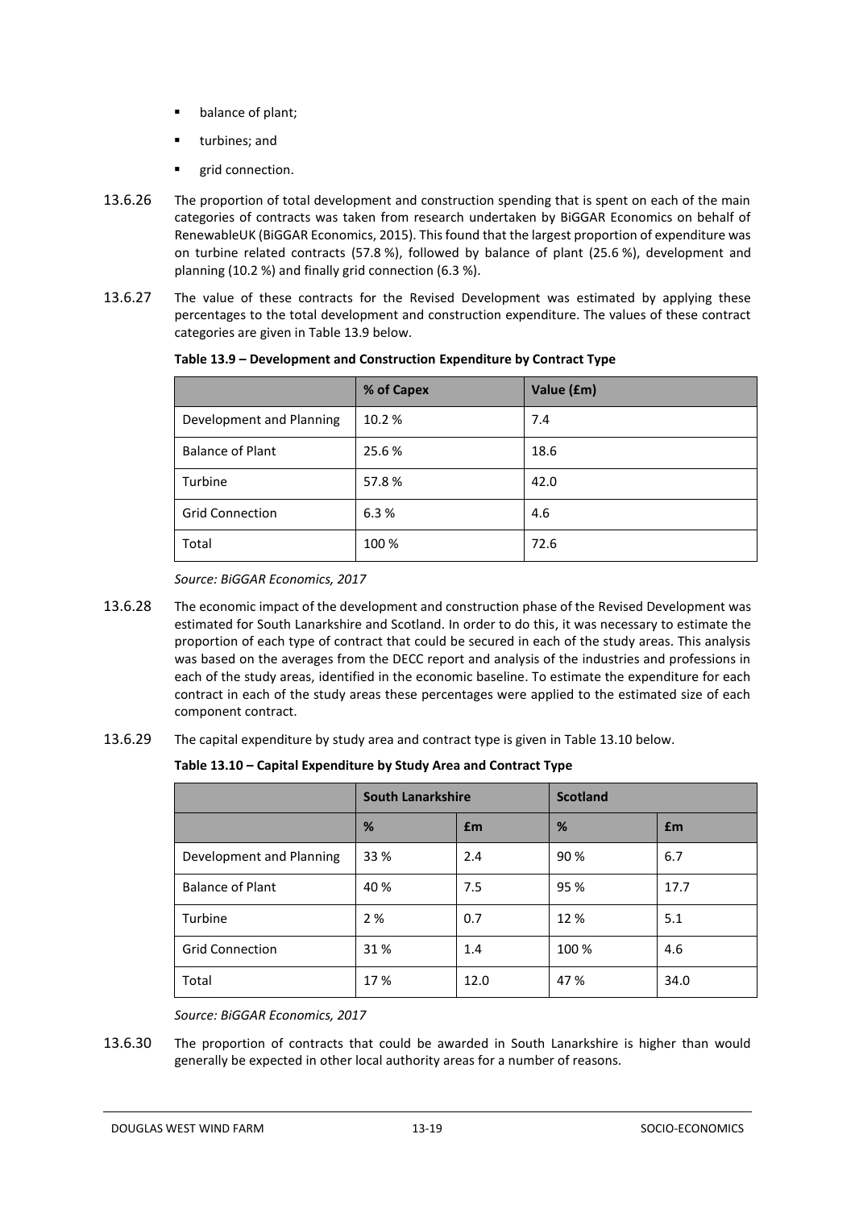- balance of plant;
- turbines; and
- grid connection.

13.6.26 The proportion of total development and construction spending that is spent on each of the main categories of contracts was taken from research undertaken by BiGGAR Economics on behalf of RenewableUK (BiGGAR Economics, 2015). This found that the largest proportion of expenditure was on turbine related contracts (57.8 %), followed by balance of plant (25.6 %), development and planning (10.2 %) and finally grid connection (6.3 %).

13.6.27 The value of these contracts for the Revised Development was estimated by applying these percentages to the total development and construction expenditure. The values of these contract categories are given in Table 13.9 below.

**Table 13.9 – Development and Construction Expenditure by Contract Type**

| | % of Capex | Value (£m) |
|---|---|---|
| Development and Planning | 10.2 % | 7.4 |
| Balance of Plant | 25.6 % | 18.6 |
| Turbine | 57.8 % | 42.0 |
| Grid Connection | 6.3 % | 4.6 |
| Total | 100 % | 72.6 |

*Source: BiGGAR Economics, 2017*

13.6.28 The economic impact of the development and construction phase of the Revised Development was estimated for South Lanarkshire and Scotland. In order to do this, it was necessary to estimate the proportion of each type of contract that could be secured in each of the study areas. This analysis was based on the averages from the DECC report and analysis of the industries and professions in each of the study areas, identified in the economic baseline. To estimate the expenditure for each contract in each of the study areas these percentages were applied to the estimated size of each component contract.

13.6.29 The capital expenditure by study area and contract type is given in Table 13.10 below.

**Table 13.10 – Capital Expenditure by Study Area and Contract Type**

| | South Lanarkshire | | Scotland | |
|---|---|---|---|---|
| | % | £m | % | £m |
| Development and Planning | 33 % | 2.4 | 90 % | 6.7 |
| Balance of Plant | 40 % | 7.5 | 95 % | 17.7 |
| Turbine | 2 % | 0.7 | 12 % | 5.1 |
| Grid Connection | 31 % | 1.4 | 100 % | 4.6 |
| Total | 17 % | 12.0 | 47 % | 34.0 |

*Source: BiGGAR Economics, 2017*

13.6.30 The proportion of contracts that could be awarded in South Lanarkshire is higher than would generally be expected in other local authority areas for a number of reasons.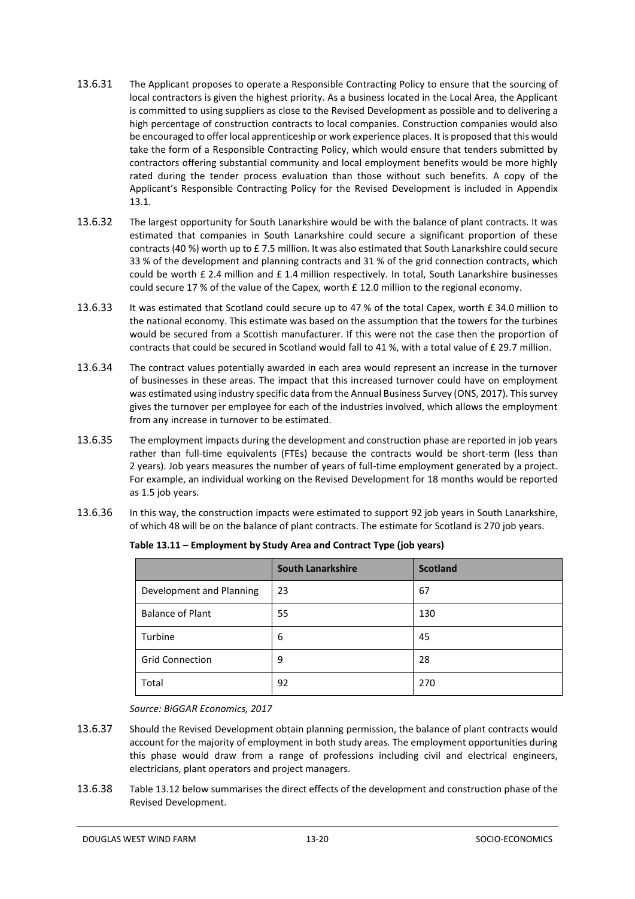13.6.31 The Applicant proposes to operate a Responsible Contracting Policy to ensure that the sourcing of local contractors is given the highest priority. As a business located in the Local Area, the Applicant is committed to using suppliers as close to the Revised Development as possible and to delivering a high percentage of construction contracts to local companies. Construction companies would also be encouraged to offer local apprenticeship or work experience places. It is proposed that this would take the form of a Responsible Contracting Policy, which would ensure that tenders submitted by contractors offering substantial community and local employment benefits would be more highly rated during the tender process evaluation than those without such benefits. A copy of the Applicant's Responsible Contracting Policy for the Revised Development is included in Appendix 13.1.

13.6.32 The largest opportunity for South Lanarkshire would be with the balance of plant contracts. It was estimated that companies in South Lanarkshire could secure a significant proportion of these contracts (40 %) worth up to £ 7.5 million. It was also estimated that South Lanarkshire could secure 33 % of the development and planning contracts and 31 % of the grid connection contracts, which could be worth £ 2.4 million and £ 1.4 million respectively. In total, South Lanarkshire businesses could secure 17 % of the value of the Capex, worth £ 12.0 million to the regional economy.

13.6.33 It was estimated that Scotland could secure up to 47 % of the total Capex, worth £ 34.0 million to the national economy. This estimate was based on the assumption that the towers for the turbines would be secured from a Scottish manufacturer. If this were not the case then the proportion of contracts that could be secured in Scotland would fall to 41 %, with a total value of £ 29.7 million.

13.6.34 The contract values potentially awarded in each area would represent an increase in the turnover of businesses in these areas. The impact that this increased turnover could have on employment was estimated using industry specific data from the Annual Business Survey (ONS, 2017). This survey gives the turnover per employee for each of the industries involved, which allows the employment from any increase in turnover to be estimated.

13.6.35 The employment impacts during the development and construction phase are reported in job years rather than full-time equivalents (FTEs) because the contracts would be short-term (less than 2 years). Job years measures the number of years of full-time employment generated by a project. For example, an individual working on the Revised Development for 18 months would be reported as 1.5 job years.

13.6.36 In this way, the construction impacts were estimated to support 92 job years in South Lanarkshire, of which 48 will be on the balance of plant contracts. The estimate for Scotland is 270 job years.

**Table 13.11 – Employment by Study Area and Contract Type (job years)**

| | South Lanarkshire | Scotland |
|---|---|---|
| Development and Planning | 23 | 67 |
| Balance of Plant | 55 | 130 |
| Turbine | 6 | 45 |
| Grid Connection | 9 | 28 |
| Total | 92 | 270 |

*Source: BiGGAR Economics, 2017*

13.6.37 Should the Revised Development obtain planning permission, the balance of plant contracts would account for the majority of employment in both study areas. The employment opportunities during this phase would draw from a range of professions including civil and electrical engineers, electricians, plant operators and project managers.

13.6.38 Table 13.12 below summarises the direct effects of the development and construction phase of the Revised Development.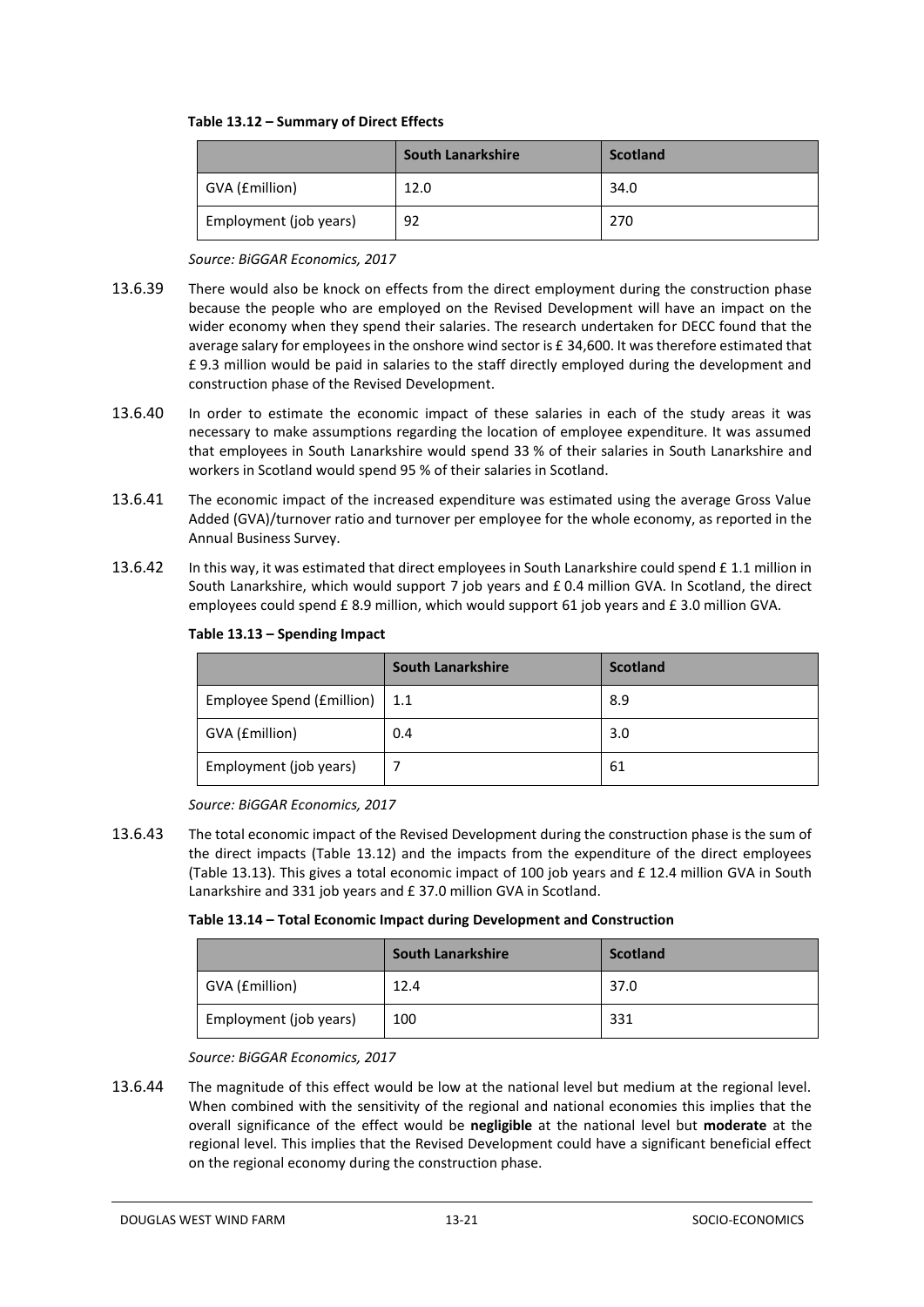**Table 13.12 – Summary of Direct Effects**

| | South Lanarkshire | Scotland |
|---|---|---|
| GVA (£million) | 12.0 | 34.0 |
| Employment (job years) | 92 | 270 |

*Source: BiGGAR Economics, 2017*

13.6.39 There would also be knock on effects from the direct employment during the construction phase because the people who are employed on the Revised Development will have an impact on the wider economy when they spend their salaries. The research undertaken for DECC found that the average salary for employees in the onshore wind sector is £ 34,600. It was therefore estimated that £ 9.3 million would be paid in salaries to the staff directly employed during the development and construction phase of the Revised Development.

13.6.40 In order to estimate the economic impact of these salaries in each of the study areas it was necessary to make assumptions regarding the location of employee expenditure. It was assumed that employees in South Lanarkshire would spend 33 % of their salaries in South Lanarkshire and workers in Scotland would spend 95 % of their salaries in Scotland.

13.6.41 The economic impact of the increased expenditure was estimated using the average Gross Value Added (GVA)/turnover ratio and turnover per employee for the whole economy, as reported in the Annual Business Survey.

13.6.42 In this way, it was estimated that direct employees in South Lanarkshire could spend £ 1.1 million in South Lanarkshire, which would support 7 job years and £ 0.4 million GVA. In Scotland, the direct employees could spend £ 8.9 million, which would support 61 job years and £ 3.0 million GVA.

**Table 13.13 – Spending Impact**

| | South Lanarkshire | Scotland |
|---|---|---|
| Employee Spend (£million) | 1.1 | 8.9 |
| GVA (£million) | 0.4 | 3.0 |
| Employment (job years) | 7 | 61 |

*Source: BiGGAR Economics, 2017*

13.6.43 The total economic impact of the Revised Development during the construction phase is the sum of the direct impacts (Table 13.12) and the impacts from the expenditure of the direct employees (Table 13.13). This gives a total economic impact of 100 job years and £ 12.4 million GVA in South Lanarkshire and 331 job years and £ 37.0 million GVA in Scotland.

**Table 13.14 – Total Economic Impact during Development and Construction**

| | South Lanarkshire | Scotland |
|---|---|---|
| GVA (£million) | 12.4 | 37.0 |
| Employment (job years) | 100 | 331 |

*Source: BiGGAR Economics, 2017*

13.6.44 The magnitude of this effect would be low at the national level but medium at the regional level. When combined with the sensitivity of the regional and national economies this implies that the overall significance of the effect would be **negligible** at the national level but **moderate** at the regional level. This implies that the Revised Development could have a significant beneficial effect on the regional economy during the construction phase.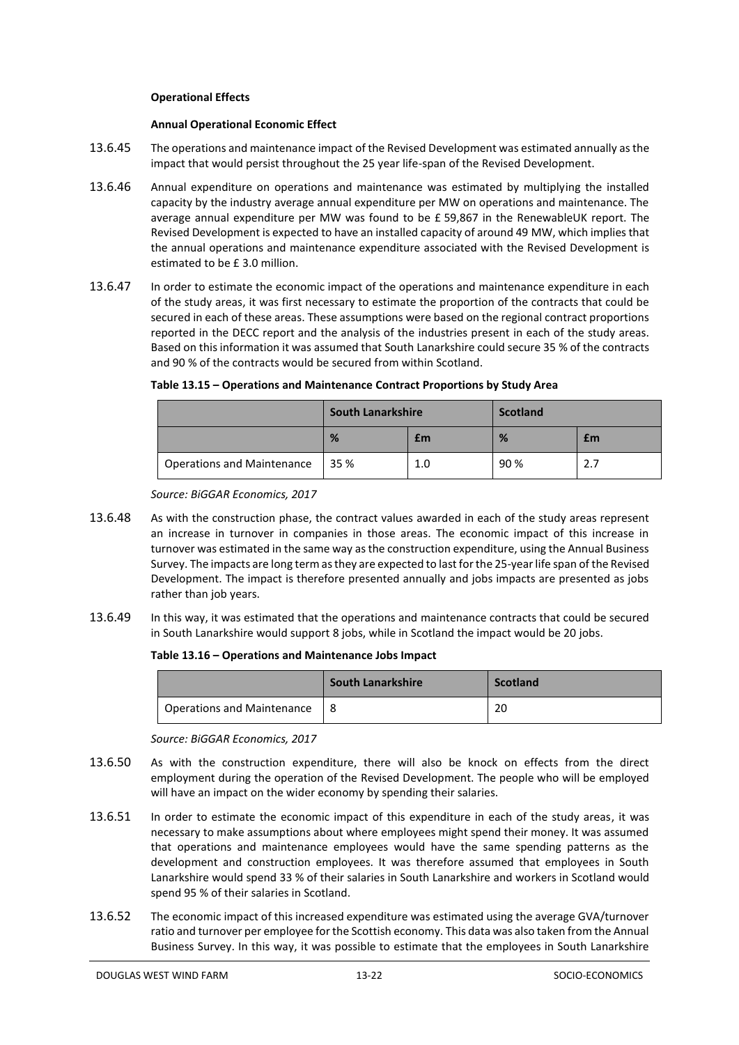**Operational Effects**

**Annual Operational Economic Effect**

13.6.45 The operations and maintenance impact of the Revised Development was estimated annually as the impact that would persist throughout the 25 year life-span of the Revised Development.

13.6.46 Annual expenditure on operations and maintenance was estimated by multiplying the installed capacity by the industry average annual expenditure per MW on operations and maintenance. The average annual expenditure per MW was found to be £ 59,867 in the RenewableUK report. The Revised Development is expected to have an installed capacity of around 49 MW, which implies that the annual operations and maintenance expenditure associated with the Revised Development is estimated to be £ 3.0 million.

13.6.47 In order to estimate the economic impact of the operations and maintenance expenditure in each of the study areas, it was first necessary to estimate the proportion of the contracts that could be secured in each of these areas. These assumptions were based on the regional contract proportions reported in the DECC report and the analysis of the industries present in each of the study areas. Based on this information it was assumed that South Lanarkshire could secure 35 % of the contracts and 90 % of the contracts would be secured from within Scotland.

**Table 13.15 – Operations and Maintenance Contract Proportions by Study Area**

| | South Lanarkshire | | Scotland | |
|---|---|---|---|---|
| | % | £m | % | £m |
| Operations and Maintenance | 35 % | 1.0 | 90 % | 2.7 |

*Source: BiGGAR Economics, 2017*

13.6.48 As with the construction phase, the contract values awarded in each of the study areas represent an increase in turnover in companies in those areas. The economic impact of this increase in turnover was estimated in the same way as the construction expenditure, using the Annual Business Survey. The impacts are long term as they are expected to last for the 25-year life span of the Revised Development. The impact is therefore presented annually and jobs impacts are presented as jobs rather than job years.

13.6.49 In this way, it was estimated that the operations and maintenance contracts that could be secured in South Lanarkshire would support 8 jobs, while in Scotland the impact would be 20 jobs.

**Table 13.16 – Operations and Maintenance Jobs Impact**

| | South Lanarkshire | Scotland |
|---|---|---|
| Operations and Maintenance | 8 | 20 |

*Source: BiGGAR Economics, 2017*

13.6.50 As with the construction expenditure, there will also be knock on effects from the direct employment during the operation of the Revised Development. The people who will be employed will have an impact on the wider economy by spending their salaries.

13.6.51 In order to estimate the economic impact of this expenditure in each of the study areas, it was necessary to make assumptions about where employees might spend their money. It was assumed that operations and maintenance employees would have the same spending patterns as the development and construction employees. It was therefore assumed that employees in South Lanarkshire would spend 33 % of their salaries in South Lanarkshire and workers in Scotland would spend 95 % of their salaries in Scotland.

13.6.52 The economic impact of this increased expenditure was estimated using the average GVA/turnover ratio and turnover per employee for the Scottish economy. This data was also taken from the Annual Business Survey. In this way, it was possible to estimate that the employees in South Lanarkshire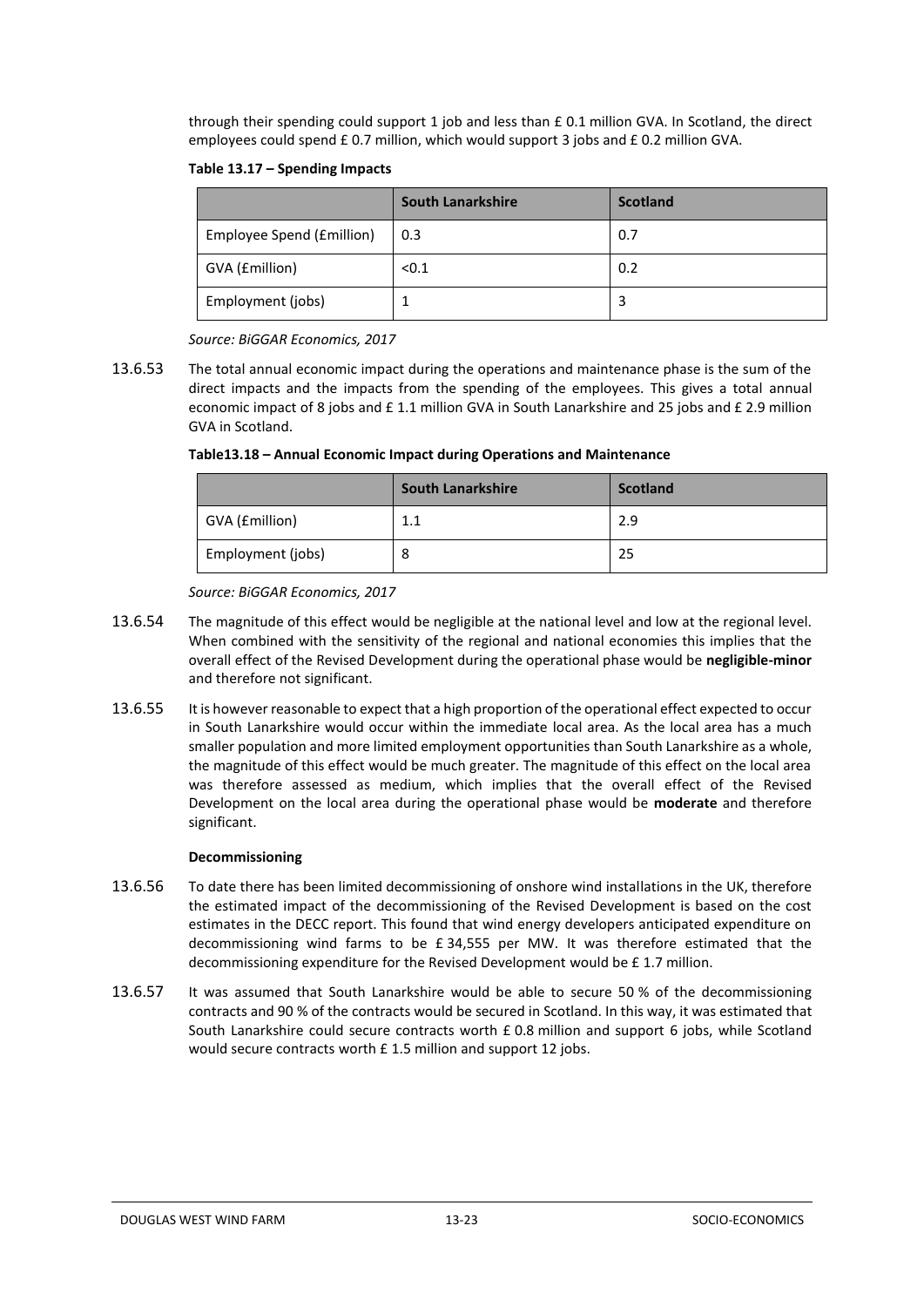through their spending could support 1 job and less than £ 0.1 million GVA. In Scotland, the direct employees could spend £ 0.7 million, which would support 3 jobs and £ 0.2 million GVA.

**Table 13.17 – Spending Impacts**

| | South Lanarkshire | Scotland |
|---|---|---|
| Employee Spend (£million) | 0.3 | 0.7 |
| GVA (£million) | <0.1 | 0.2 |
| Employment (jobs) | 1 | 3 |

*Source: BiGGAR Economics, 2017*

13.6.53 The total annual economic impact during the operations and maintenance phase is the sum of the direct impacts and the impacts from the spending of the employees. This gives a total annual economic impact of 8 jobs and £ 1.1 million GVA in South Lanarkshire and 25 jobs and £ 2.9 million GVA in Scotland.

**Table13.18 – Annual Economic Impact during Operations and Maintenance**

| | South Lanarkshire | Scotland |
|---|---|---|
| GVA (£million) | 1.1 | 2.9 |
| Employment (jobs) | 8 | 25 |

*Source: BiGGAR Economics, 2017*

13.6.54 The magnitude of this effect would be negligible at the national level and low at the regional level. When combined with the sensitivity of the regional and national economies this implies that the overall effect of the Revised Development during the operational phase would be **negligible-minor** and therefore not significant.

13.6.55 It is however reasonable to expect that a high proportion of the operational effect expected to occur in South Lanarkshire would occur within the immediate local area. As the local area has a much smaller population and more limited employment opportunities than South Lanarkshire as a whole, the magnitude of this effect would be much greater. The magnitude of this effect on the local area was therefore assessed as medium, which implies that the overall effect of the Revised Development on the local area during the operational phase would be **moderate** and therefore significant.

**Decommissioning**

13.6.56 To date there has been limited decommissioning of onshore wind installations in the UK, therefore the estimated impact of the decommissioning of the Revised Development is based on the cost estimates in the DECC report. This found that wind energy developers anticipated expenditure on decommissioning wind farms to be £ 34,555 per MW. It was therefore estimated that the decommissioning expenditure for the Revised Development would be £ 1.7 million.

13.6.57 It was assumed that South Lanarkshire would be able to secure 50 % of the decommissioning contracts and 90 % of the contracts would be secured in Scotland. In this way, it was estimated that South Lanarkshire could secure contracts worth £ 0.8 million and support 6 jobs, while Scotland would secure contracts worth £ 1.5 million and support 12 jobs.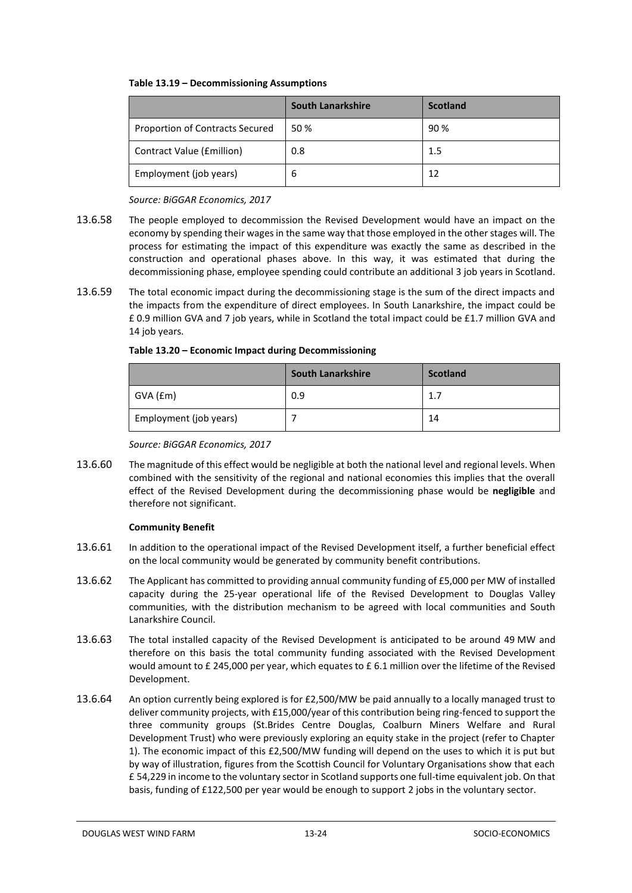**Table 13.19 – Decommissioning Assumptions**

| | South Lanarkshire | Scotland |
|---|---|---|
| Proportion of Contracts Secured | 50 % | 90 % |
| Contract Value (£million) | 0.8 | 1.5 |
| Employment (job years) | 6 | 12 |

*Source: BiGGAR Economics, 2017*

13.6.58 The people employed to decommission the Revised Development would have an impact on the economy by spending their wages in the same way that those employed in the other stages will. The process for estimating the impact of this expenditure was exactly the same as described in the construction and operational phases above. In this way, it was estimated that during the decommissioning phase, employee spending could contribute an additional 3 job years in Scotland.

13.6.59 The total economic impact during the decommissioning stage is the sum of the direct impacts and the impacts from the expenditure of direct employees. In South Lanarkshire, the impact could be £ 0.9 million GVA and 7 job years, while in Scotland the total impact could be £1.7 million GVA and 14 job years.

**Table 13.20 – Economic Impact during Decommissioning**

| | South Lanarkshire | Scotland |
|---|---|---|
| GVA (£m) | 0.9 | 1.7 |
| Employment (job years) | 7 | 14 |

*Source: BiGGAR Economics, 2017*

13.6.60 The magnitude of this effect would be negligible at both the national level and regional levels. When combined with the sensitivity of the regional and national economies this implies that the overall effect of the Revised Development during the decommissioning phase would be **negligible** and therefore not significant.

**Community Benefit**

13.6.61 In addition to the operational impact of the Revised Development itself, a further beneficial effect on the local community would be generated by community benefit contributions.

13.6.62 The Applicant has committed to providing annual community funding of £5,000 per MW of installed capacity during the 25-year operational life of the Revised Development to Douglas Valley communities, with the distribution mechanism to be agreed with local communities and South Lanarkshire Council.

13.6.63 The total installed capacity of the Revised Development is anticipated to be around 49 MW and therefore on this basis the total community funding associated with the Revised Development would amount to £ 245,000 per year, which equates to £ 6.1 million over the lifetime of the Revised Development.

13.6.64 An option currently being explored is for £2,500/MW be paid annually to a locally managed trust to deliver community projects, with £15,000/year of this contribution being ring-fenced to support the three community groups (St.Brides Centre Douglas, Coalburn Miners Welfare and Rural Development Trust) who were previously exploring an equity stake in the project (refer to Chapter 1). The economic impact of this £2,500/MW funding will depend on the uses to which it is put but by way of illustration, figures from the Scottish Council for Voluntary Organisations show that each £ 54,229 in income to the voluntary sector in Scotland supports one full-time equivalent job. On that basis, funding of £122,500 per year would be enough to support 2 jobs in the voluntary sector.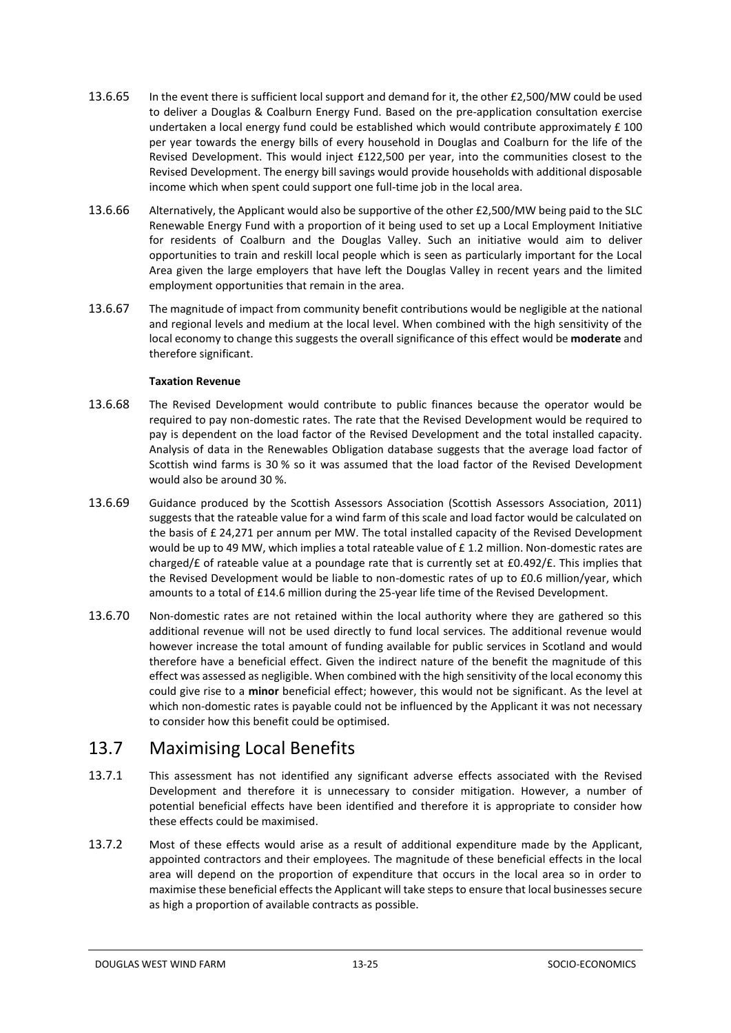13.6.65 In the event there is sufficient local support and demand for it, the other £2,500/MW could be used to deliver a Douglas & Coalburn Energy Fund. Based on the pre-application consultation exercise undertaken a local energy fund could be established which would contribute approximately £ 100 per year towards the energy bills of every household in Douglas and Coalburn for the life of the Revised Development. This would inject £122,500 per year, into the communities closest to the Revised Development. The energy bill savings would provide households with additional disposable income which when spent could support one full-time job in the local area.

13.6.66 Alternatively, the Applicant would also be supportive of the other £2,500/MW being paid to the SLC Renewable Energy Fund with a proportion of it being used to set up a Local Employment Initiative for residents of Coalburn and the Douglas Valley. Such an initiative would aim to deliver opportunities to train and reskill local people which is seen as particularly important for the Local Area given the large employers that have left the Douglas Valley in recent years and the limited employment opportunities that remain in the area.

13.6.67 The magnitude of impact from community benefit contributions would be negligible at the national and regional levels and medium at the local level. When combined with the high sensitivity of the local economy to change this suggests the overall significance of this effect would be **moderate** and therefore significant.

**Taxation Revenue**

13.6.68 The Revised Development would contribute to public finances because the operator would be required to pay non-domestic rates. The rate that the Revised Development would be required to pay is dependent on the load factor of the Revised Development and the total installed capacity. Analysis of data in the Renewables Obligation database suggests that the average load factor of Scottish wind farms is 30 % so it was assumed that the load factor of the Revised Development would also be around 30 %.

13.6.69 Guidance produced by the Scottish Assessors Association (Scottish Assessors Association, 2011) suggests that the rateable value for a wind farm of this scale and load factor would be calculated on the basis of £ 24,271 per annum per MW. The total installed capacity of the Revised Development would be up to 49 MW, which implies a total rateable value of £ 1.2 million. Non-domestic rates are charged/£ of rateable value at a poundage rate that is currently set at £0.492/£. This implies that the Revised Development would be liable to non-domestic rates of up to £0.6 million/year, which amounts to a total of £14.6 million during the 25-year life time of the Revised Development.

13.6.70 Non-domestic rates are not retained within the local authority where they are gathered so this additional revenue will not be used directly to fund local services. The additional revenue would however increase the total amount of funding available for public services in Scotland and would therefore have a beneficial effect. Given the indirect nature of the benefit the magnitude of this effect was assessed as negligible. When combined with the high sensitivity of the local economy this could give rise to a **minor** beneficial effect; however, this would not be significant. As the level at which non-domestic rates is payable could not be influenced by the Applicant it was not necessary to consider how this benefit could be optimised.

## 13.7 Maximising Local Benefits

13.7.1 This assessment has not identified any significant adverse effects associated with the Revised Development and therefore it is unnecessary to consider mitigation. However, a number of potential beneficial effects have been identified and therefore it is appropriate to consider how these effects could be maximised.

13.7.2 Most of these effects would arise as a result of additional expenditure made by the Applicant, appointed contractors and their employees. The magnitude of these beneficial effects in the local area will depend on the proportion of expenditure that occurs in the local area so in order to maximise these beneficial effects the Applicant will take steps to ensure that local businesses secure as high a proportion of available contracts as possible.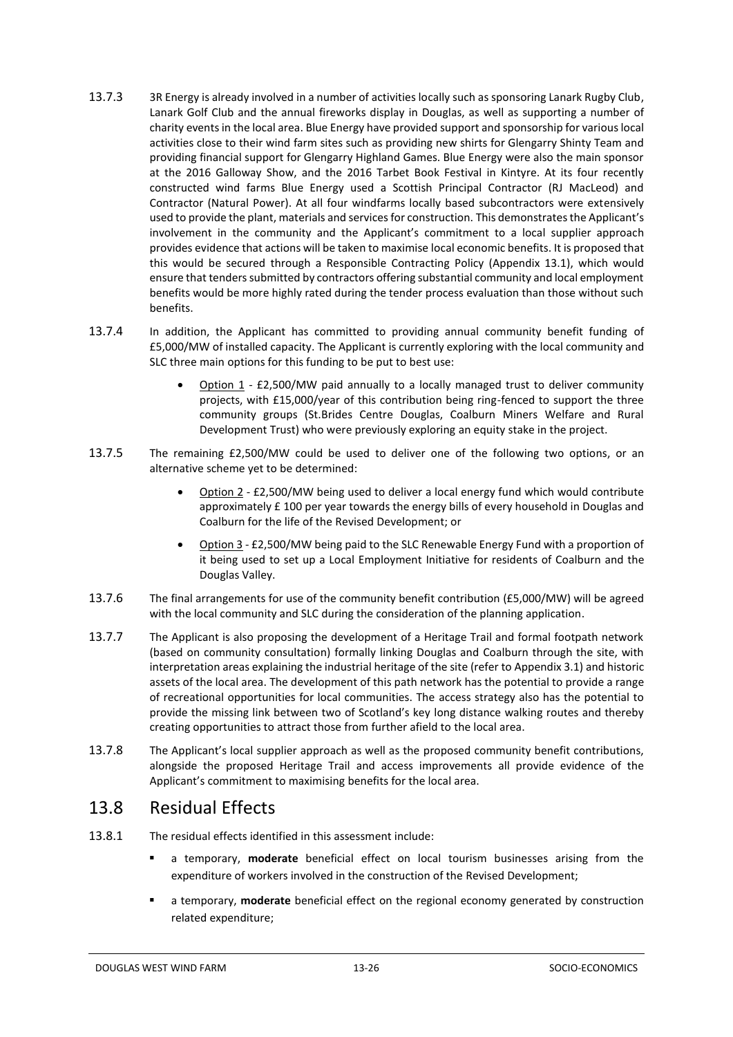13.7.3 3R Energy is already involved in a number of activities locally such as sponsoring Lanark Rugby Club, Lanark Golf Club and the annual fireworks display in Douglas, as well as supporting a number of charity events in the local area. Blue Energy have provided support and sponsorship for various local activities close to their wind farm sites such as providing new shirts for Glengarry Shinty Team and providing financial support for Glengarry Highland Games. Blue Energy were also the main sponsor at the 2016 Galloway Show, and the 2016 Tarbet Book Festival in Kintyre. At its four recently constructed wind farms Blue Energy used a Scottish Principal Contractor (RJ MacLeod) and Contractor (Natural Power). At all four windfarms locally based subcontractors were extensively used to provide the plant, materials and services for construction. This demonstrates the Applicant's involvement in the community and the Applicant's commitment to a local supplier approach provides evidence that actions will be taken to maximise local economic benefits. It is proposed that this would be secured through a Responsible Contracting Policy (Appendix 13.1), which would ensure that tenders submitted by contractors offering substantial community and local employment benefits would be more highly rated during the tender process evaluation than those without such benefits.

13.7.4 In addition, the Applicant has committed to providing annual community benefit funding of £5,000/MW of installed capacity. The Applicant is currently exploring with the local community and SLC three main options for this funding to be put to best use:

- Option 1 - £2,500/MW paid annually to a locally managed trust to deliver community projects, with £15,000/year of this contribution being ring-fenced to support the three community groups (St.Brides Centre Douglas, Coalburn Miners Welfare and Rural Development Trust) who were previously exploring an equity stake in the project.

13.7.5 The remaining £2,500/MW could be used to deliver one of the following two options, or an alternative scheme yet to be determined:

- Option 2 - £2,500/MW being used to deliver a local energy fund which would contribute approximately £ 100 per year towards the energy bills of every household in Douglas and Coalburn for the life of the Revised Development; or
- Option 3 - £2,500/MW being paid to the SLC Renewable Energy Fund with a proportion of it being used to set up a Local Employment Initiative for residents of Coalburn and the Douglas Valley.

13.7.6 The final arrangements for use of the community benefit contribution (£5,000/MW) will be agreed with the local community and SLC during the consideration of the planning application.

13.7.7 The Applicant is also proposing the development of a Heritage Trail and formal footpath network (based on community consultation) formally linking Douglas and Coalburn through the site, with interpretation areas explaining the industrial heritage of the site (refer to Appendix 3.1) and historic assets of the local area. The development of this path network has the potential to provide a range of recreational opportunities for local communities. The access strategy also has the potential to provide the missing link between two of Scotland's key long distance walking routes and thereby creating opportunities to attract those from further afield to the local area.

13.7.8 The Applicant's local supplier approach as well as the proposed community benefit contributions, alongside the proposed Heritage Trail and access improvements all provide evidence of the Applicant's commitment to maximising benefits for the local area.

## 13.8 Residual Effects

13.8.1 The residual effects identified in this assessment include:

- a temporary, **moderate** beneficial effect on local tourism businesses arising from the expenditure of workers involved in the construction of the Revised Development;
- a temporary, **moderate** beneficial effect on the regional economy generated by construction related expenditure;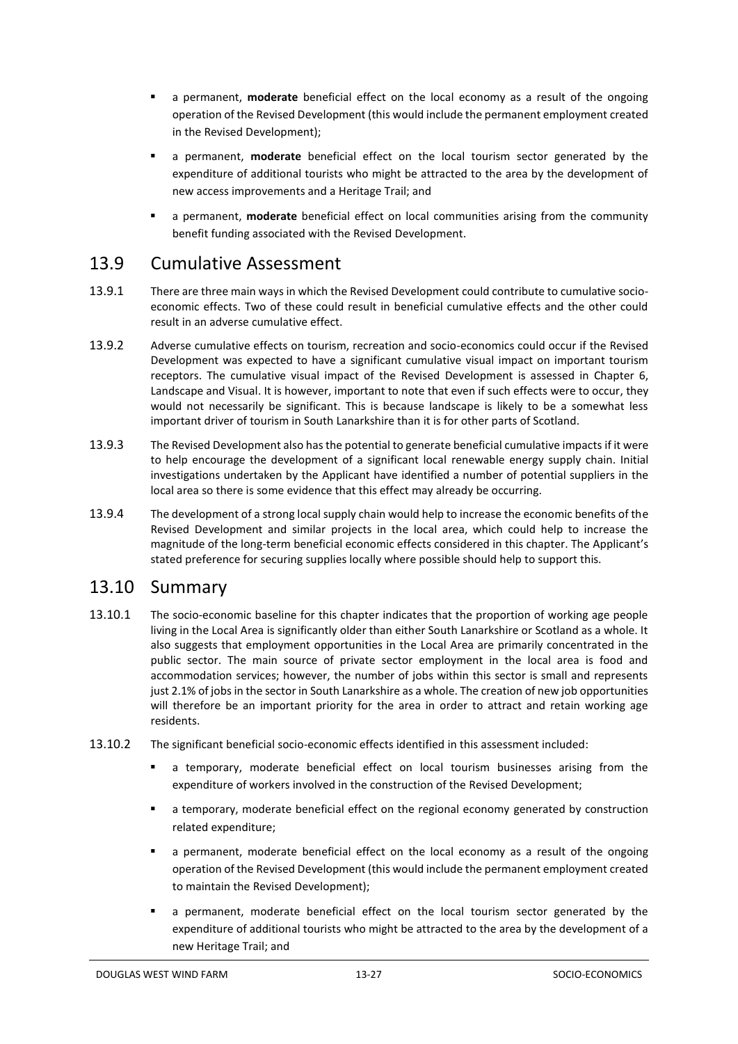- a permanent, **moderate** beneficial effect on the local economy as a result of the ongoing operation of the Revised Development (this would include the permanent employment created in the Revised Development);
- a permanent, **moderate** beneficial effect on the local tourism sector generated by the expenditure of additional tourists who might be attracted to the area by the development of new access improvements and a Heritage Trail; and
- a permanent, **moderate** beneficial effect on local communities arising from the community benefit funding associated with the Revised Development.

## 13.9 Cumulative Assessment

13.9.1 There are three main ways in which the Revised Development could contribute to cumulative socio-economic effects. Two of these could result in beneficial cumulative effects and the other could result in an adverse cumulative effect.

13.9.2 Adverse cumulative effects on tourism, recreation and socio-economics could occur if the Revised Development was expected to have a significant cumulative visual impact on important tourism receptors. The cumulative visual impact of the Revised Development is assessed in Chapter 6, Landscape and Visual. It is however, important to note that even if such effects were to occur, they would not necessarily be significant. This is because landscape is likely to be a somewhat less important driver of tourism in South Lanarkshire than it is for other parts of Scotland.

13.9.3 The Revised Development also has the potential to generate beneficial cumulative impacts if it were to help encourage the development of a significant local renewable energy supply chain. Initial investigations undertaken by the Applicant have identified a number of potential suppliers in the local area so there is some evidence that this effect may already be occurring.

13.9.4 The development of a strong local supply chain would help to increase the economic benefits of the Revised Development and similar projects in the local area, which could help to increase the magnitude of the long-term beneficial economic effects considered in this chapter. The Applicant's stated preference for securing supplies locally where possible should help to support this.

## 13.10 Summary

13.10.1 The socio-economic baseline for this chapter indicates that the proportion of working age people living in the Local Area is significantly older than either South Lanarkshire or Scotland as a whole. It also suggests that employment opportunities in the Local Area are primarily concentrated in the public sector. The main source of private sector employment in the local area is food and accommodation services; however, the number of jobs within this sector is small and represents just 2.1% of jobs in the sector in South Lanarkshire as a whole. The creation of new job opportunities will therefore be an important priority for the area in order to attract and retain working age residents.

13.10.2 The significant beneficial socio-economic effects identified in this assessment included:

- a temporary, moderate beneficial effect on local tourism businesses arising from the expenditure of workers involved in the construction of the Revised Development;
- a temporary, moderate beneficial effect on the regional economy generated by construction related expenditure;
- a permanent, moderate beneficial effect on the local economy as a result of the ongoing operation of the Revised Development (this would include the permanent employment created to maintain the Revised Development);
- a permanent, moderate beneficial effect on the local tourism sector generated by the expenditure of additional tourists who might be attracted to the area by the development of a new Heritage Trail; and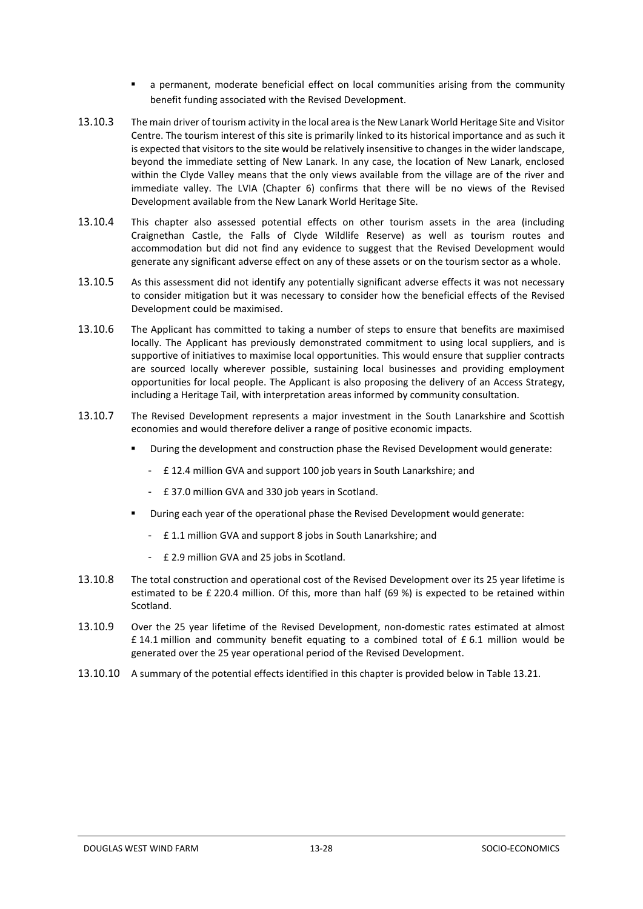- a permanent, moderate beneficial effect on local communities arising from the community benefit funding associated with the Revised Development.

13.10.3 The main driver of tourism activity in the local area is the New Lanark World Heritage Site and Visitor Centre. The tourism interest of this site is primarily linked to its historical importance and as such it is expected that visitors to the site would be relatively insensitive to changes in the wider landscape, beyond the immediate setting of New Lanark. In any case, the location of New Lanark, enclosed within the Clyde Valley means that the only views available from the village are of the river and immediate valley. The LVIA (Chapter 6) confirms that there will be no views of the Revised Development available from the New Lanark World Heritage Site.

13.10.4 This chapter also assessed potential effects on other tourism assets in the area (including Craignethan Castle, the Falls of Clyde Wildlife Reserve) as well as tourism routes and accommodation but did not find any evidence to suggest that the Revised Development would generate any significant adverse effect on any of these assets or on the tourism sector as a whole.

13.10.5 As this assessment did not identify any potentially significant adverse effects it was not necessary to consider mitigation but it was necessary to consider how the beneficial effects of the Revised Development could be maximised.

13.10.6 The Applicant has committed to taking a number of steps to ensure that benefits are maximised locally. The Applicant has previously demonstrated commitment to using local suppliers, and is supportive of initiatives to maximise local opportunities. This would ensure that supplier contracts are sourced locally wherever possible, sustaining local businesses and providing employment opportunities for local people. The Applicant is also proposing the delivery of an Access Strategy, including a Heritage Tail, with interpretation areas informed by community consultation.

13.10.7 The Revised Development represents a major investment in the South Lanarkshire and Scottish economies and would therefore deliver a range of positive economic impacts.

- During the development and construction phase the Revised Development would generate:
  - £ 12.4 million GVA and support 100 job years in South Lanarkshire; and
  - £ 37.0 million GVA and 330 job years in Scotland.
- During each year of the operational phase the Revised Development would generate:
  - £ 1.1 million GVA and support 8 jobs in South Lanarkshire; and
  - £ 2.9 million GVA and 25 jobs in Scotland.

13.10.8 The total construction and operational cost of the Revised Development over its 25 year lifetime is estimated to be £ 220.4 million. Of this, more than half (69 %) is expected to be retained within Scotland.

13.10.9 Over the 25 year lifetime of the Revised Development, non-domestic rates estimated at almost £ 14.1 million and community benefit equating to a combined total of £ 6.1 million would be generated over the 25 year operational period of the Revised Development.

13.10.10 A summary of the potential effects identified in this chapter is provided below in Table 13.21.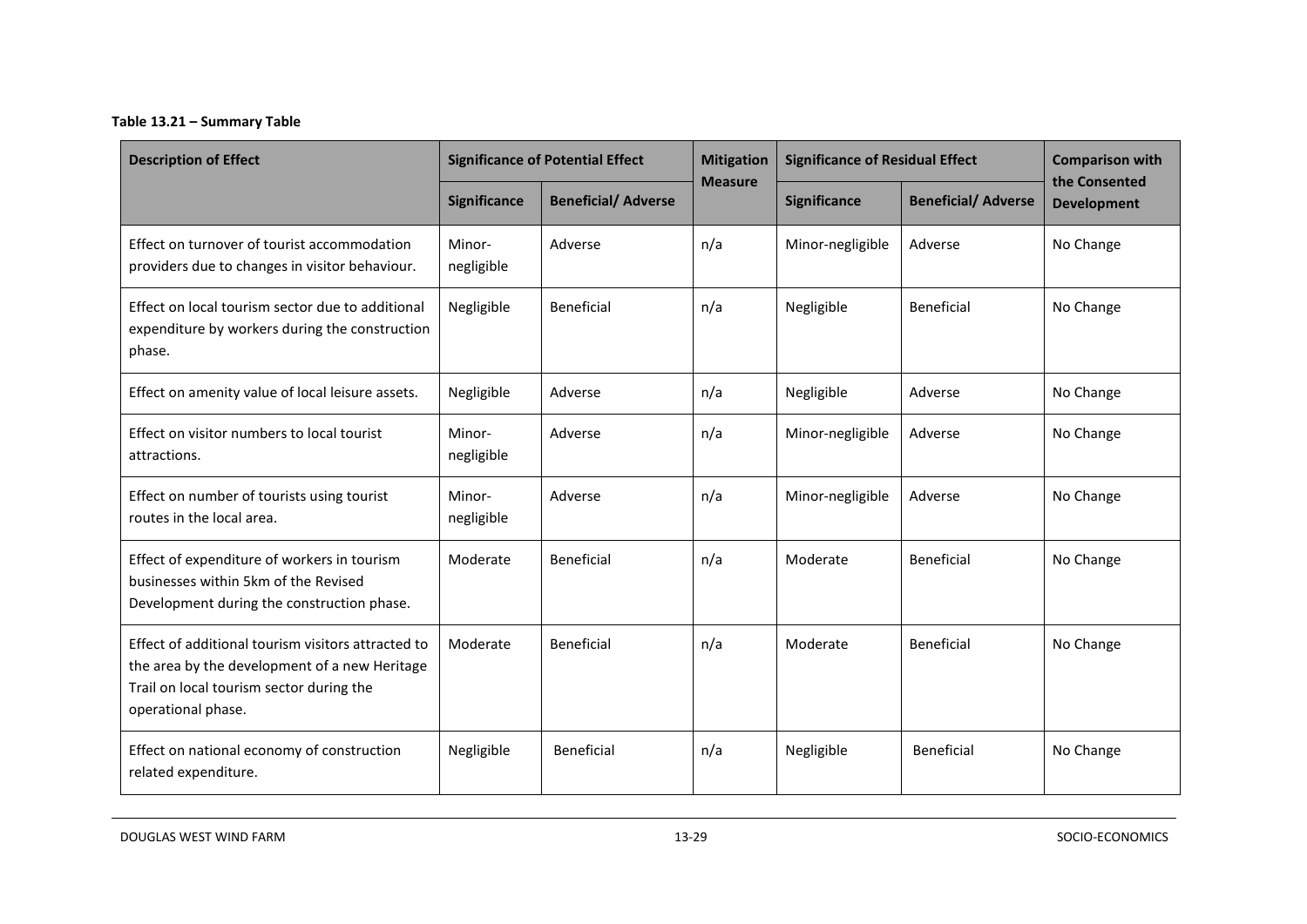**Table 13.21 – Summary Table**

| Description of Effect | Significance of Potential Effect | | Mitigation Measure | Significance of Residual Effect | | Comparison with the Consented Development |
|---|---|---|---|---|---|---|
| | Significance | Beneficial/ Adverse | | Significance | Beneficial/ Adverse | |
| Effect on turnover of tourist accommodation providers due to changes in visitor behaviour. | Minor-negligible | Adverse | n/a | Minor-negligible | Adverse | No Change |
| Effect on local tourism sector due to additional expenditure by workers during the construction phase. | Negligible | Beneficial | n/a | Negligible | Beneficial | No Change |
| Effect on amenity value of local leisure assets. | Negligible | Adverse | n/a | Negligible | Adverse | No Change |
| Effect on visitor numbers to local tourist attractions. | Minor-negligible | Adverse | n/a | Minor-negligible | Adverse | No Change |
| Effect on number of tourists using tourist routes in the local area. | Minor-negligible | Adverse | n/a | Minor-negligible | Adverse | No Change |
| Effect of expenditure of workers in tourism businesses within 5km of the Revised Development during the construction phase. | Moderate | Beneficial | n/a | Moderate | Beneficial | No Change |
| Effect of additional tourism visitors attracted to the area by the development of a new Heritage Trail on local tourism sector during the operational phase. | Moderate | Beneficial | n/a | Moderate | Beneficial | No Change |
| Effect on national economy of construction related expenditure. | Negligible | Beneficial | n/a | Negligible | Beneficial | No Change |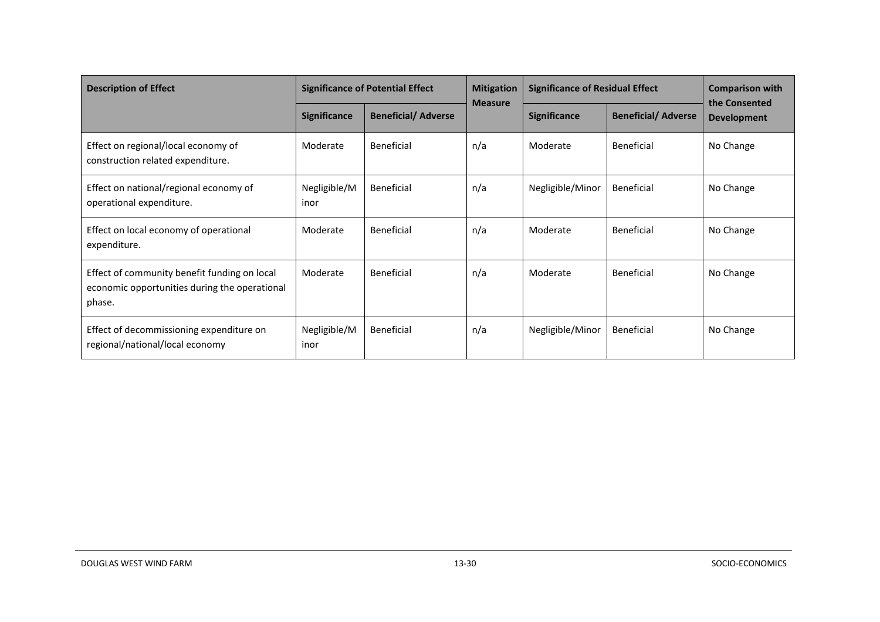| Description of Effect | Significance of Potential Effect | | Mitigation Measure | Significance of Residual Effect | | Comparison with the Consented Development |
|---|---|---|---|---|---|---|
| | Significance | Beneficial/ Adverse | | Significance | Beneficial/ Adverse | |
| Effect on regional/local economy of construction related expenditure. | Moderate | Beneficial | n/a | Moderate | Beneficial | No Change |
| Effect on national/regional economy of operational expenditure. | Negligible/Minor | Beneficial | n/a | Negligible/Minor | Beneficial | No Change |
| Effect on local economy of operational expenditure. | Moderate | Beneficial | n/a | Moderate | Beneficial | No Change |
| Effect of community benefit funding on local economic opportunities during the operational phase. | Moderate | Beneficial | n/a | Moderate | Beneficial | No Change |
| Effect of decommissioning expenditure on regional/national/local economy | Negligible/Minor | Beneficial | n/a | Negligible/Minor | Beneficial | No Change |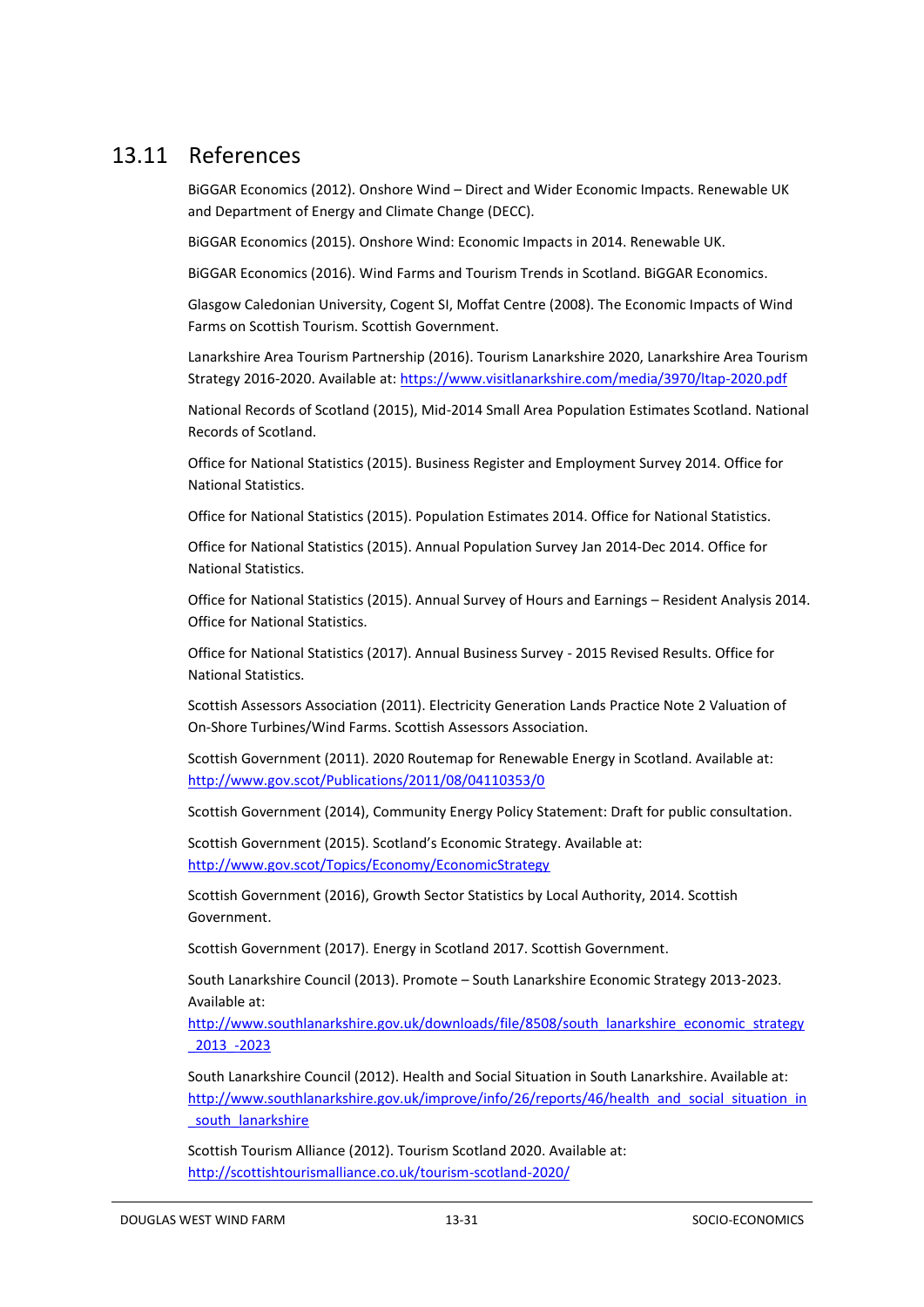## 13.11 References

BiGGAR Economics (2012). Onshore Wind – Direct and Wider Economic Impacts. Renewable UK and Department of Energy and Climate Change (DECC).

BiGGAR Economics (2015). Onshore Wind: Economic Impacts in 2014. Renewable UK.

BiGGAR Economics (2016). Wind Farms and Tourism Trends in Scotland. BiGGAR Economics.

Glasgow Caledonian University, Cogent SI, Moffat Centre (2008). The Economic Impacts of Wind Farms on Scottish Tourism. Scottish Government.

Lanarkshire Area Tourism Partnership (2016). Tourism Lanarkshire 2020, Lanarkshire Area Tourism Strategy 2016-2020. Available at: https://www.visitlanarkshire.com/media/3970/ltap-2020.pdf

National Records of Scotland (2015), Mid-2014 Small Area Population Estimates Scotland. National Records of Scotland.

Office for National Statistics (2015). Business Register and Employment Survey 2014. Office for National Statistics.

Office for National Statistics (2015). Population Estimates 2014. Office for National Statistics.

Office for National Statistics (2015). Annual Population Survey Jan 2014-Dec 2014. Office for National Statistics.

Office for National Statistics (2015). Annual Survey of Hours and Earnings – Resident Analysis 2014. Office for National Statistics.

Office for National Statistics (2017). Annual Business Survey - 2015 Revised Results. Office for National Statistics.

Scottish Assessors Association (2011). Electricity Generation Lands Practice Note 2 Valuation of On-Shore Turbines/Wind Farms. Scottish Assessors Association.

Scottish Government (2011). 2020 Routemap for Renewable Energy in Scotland. Available at: http://www.gov.scot/Publications/2011/08/04110353/0

Scottish Government (2014), Community Energy Policy Statement: Draft for public consultation.

Scottish Government (2015). Scotland's Economic Strategy. Available at: http://www.gov.scot/Topics/Economy/EconomicStrategy

Scottish Government (2016), Growth Sector Statistics by Local Authority, 2014. Scottish Government.

Scottish Government (2017). Energy in Scotland 2017. Scottish Government.

South Lanarkshire Council (2013). Promote – South Lanarkshire Economic Strategy 2013-2023. Available at: http://www.southlanarkshire.gov.uk/downloads/file/8508/south_lanarkshire_economic_strategy_2013_-2023

South Lanarkshire Council (2012). Health and Social Situation in South Lanarkshire. Available at: http://www.southlanarkshire.gov.uk/improve/info/26/reports/46/health_and_social_situation_in_south_lanarkshire

Scottish Tourism Alliance (2012). Tourism Scotland 2020. Available at: http://scottishtourismalliance.co.uk/tourism-scotland-2020/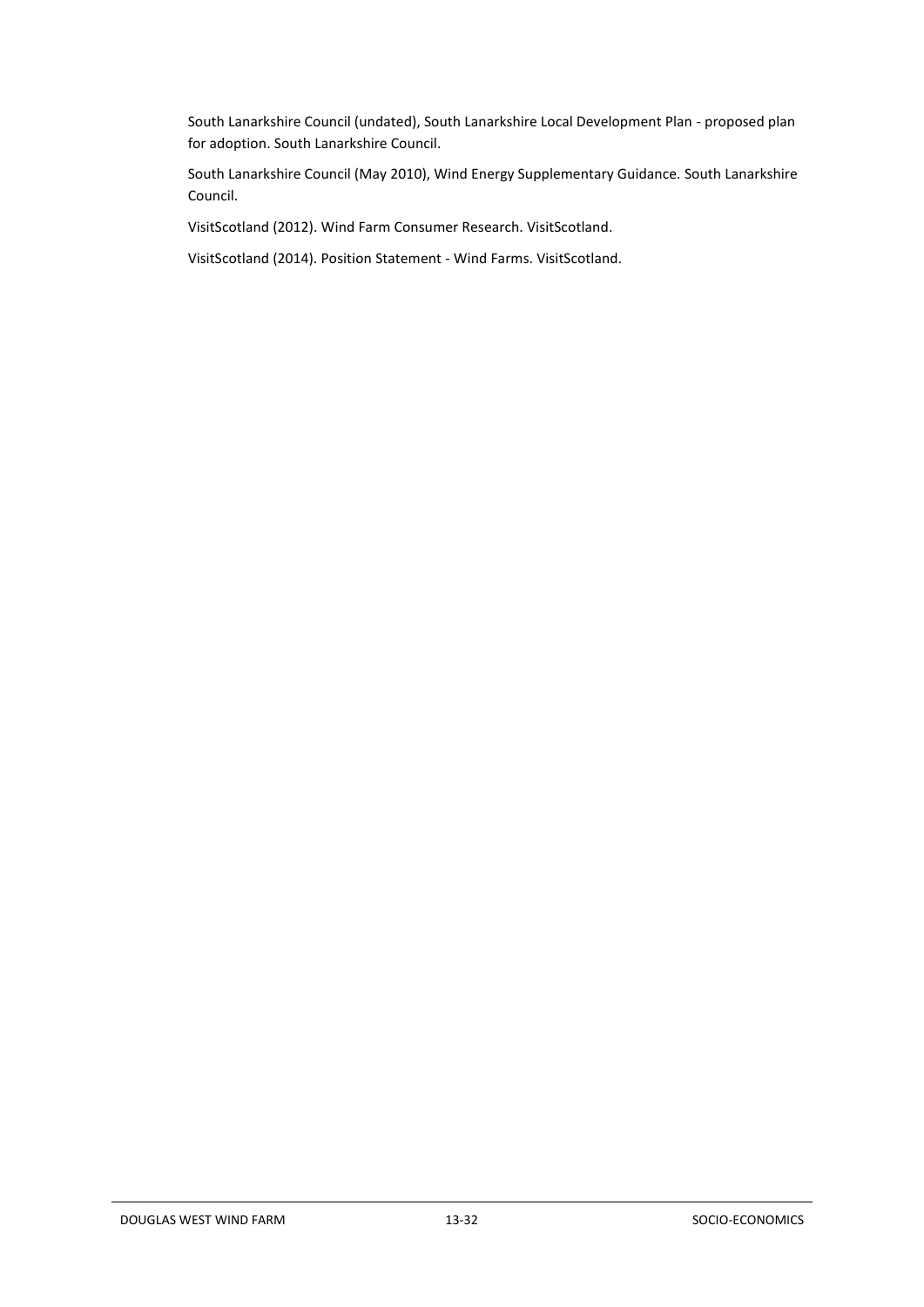South Lanarkshire Council (undated), South Lanarkshire Local Development Plan - proposed plan for adoption. South Lanarkshire Council.

South Lanarkshire Council (May 2010), Wind Energy Supplementary Guidance. South Lanarkshire Council.

VisitScotland (2012). Wind Farm Consumer Research. VisitScotland.

VisitScotland (2014). Position Statement - Wind Farms. VisitScotland.